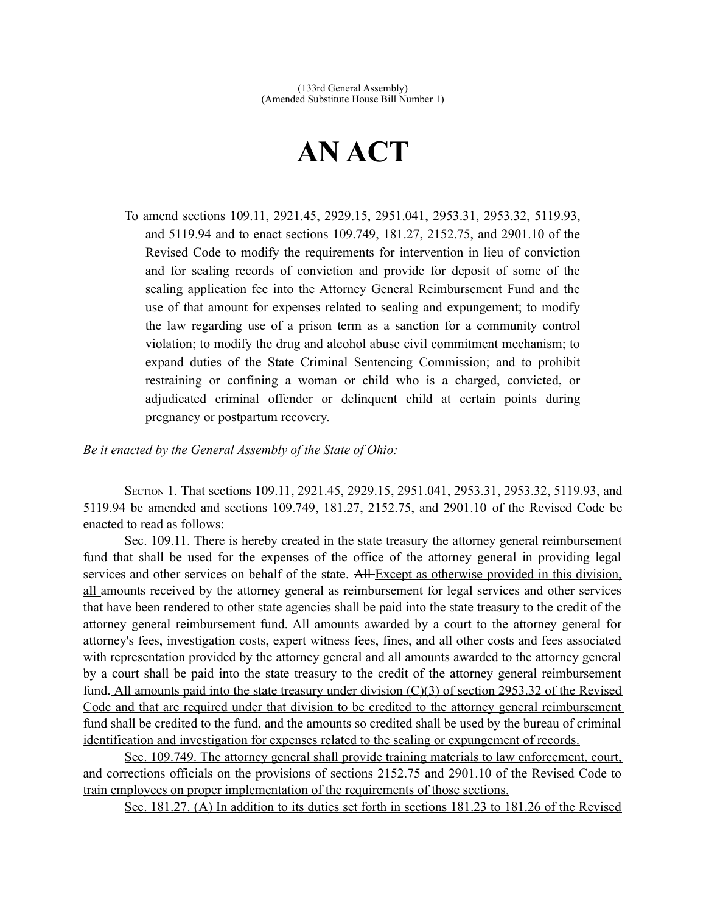(133rd General Assembly)
(Amended Substitute House Bill Number 1)

# AN ACT

To amend sections 109.11, 2921.45, 2929.15, 2951.041, 2953.31, 2953.32, 5119.93, and 5119.94 and to enact sections 109.749, 181.27, 2152.75, and 2901.10 of the Revised Code to modify the requirements for intervention in lieu of conviction and for sealing records of conviction and provide for deposit of some of the sealing application fee into the Attorney General Reimbursement Fund and the use of that amount for expenses related to sealing and expungement; to modify the law regarding use of a prison term as a sanction for a community control violation; to modify the drug and alcohol abuse civil commitment mechanism; to expand duties of the State Criminal Sentencing Commission; and to prohibit restraining or confining a woman or child who is a charged, convicted, or adjudicated criminal offender or delinquent child at certain points during pregnancy or postpartum recovery.

*Be it enacted by the General Assembly of the State of Ohio:*

SECTION 1. That sections 109.11, 2921.45, 2929.15, 2951.041, 2953.31, 2953.32, 5119.93, and 5119.94 be amended and sections 109.749, 181.27, 2152.75, and 2901.10 of the Revised Code be enacted to read as follows:

Sec. 109.11. There is hereby created in the state treasury the attorney general reimbursement fund that shall be used for the expenses of the office of the attorney general in providing legal services and other services on behalf of the state. ~~All~~ <u>Except as otherwise provided in this division, all</u> amounts received by the attorney general as reimbursement for legal services and other services that have been rendered to other state agencies shall be paid into the state treasury to the credit of the attorney general reimbursement fund. All amounts awarded by a court to the attorney general for attorney's fees, investigation costs, expert witness fees, fines, and all other costs and fees associated with representation provided by the attorney general and all amounts awarded to the attorney general by a court shall be paid into the state treasury to the credit of the attorney general reimbursement fund. <u>All amounts paid into the state treasury under division (C)(3) of section 2953.32 of the Revised Code and that are required under that division to be credited to the attorney general reimbursement fund shall be credited to the fund, and the amounts so credited shall be used by the bureau of criminal identification and investigation for expenses related to the sealing or expungement of records.</u>

<u>Sec. 109.749. The attorney general shall provide training materials to law enforcement, court, and corrections officials on the provisions of sections 2152.75 and 2901.10 of the Revised Code to train employees on proper implementation of the requirements of those sections.</u>

<u>Sec. 181.27. (A) In addition to its duties set forth in sections 181.23 to 181.26 of the Revised</u>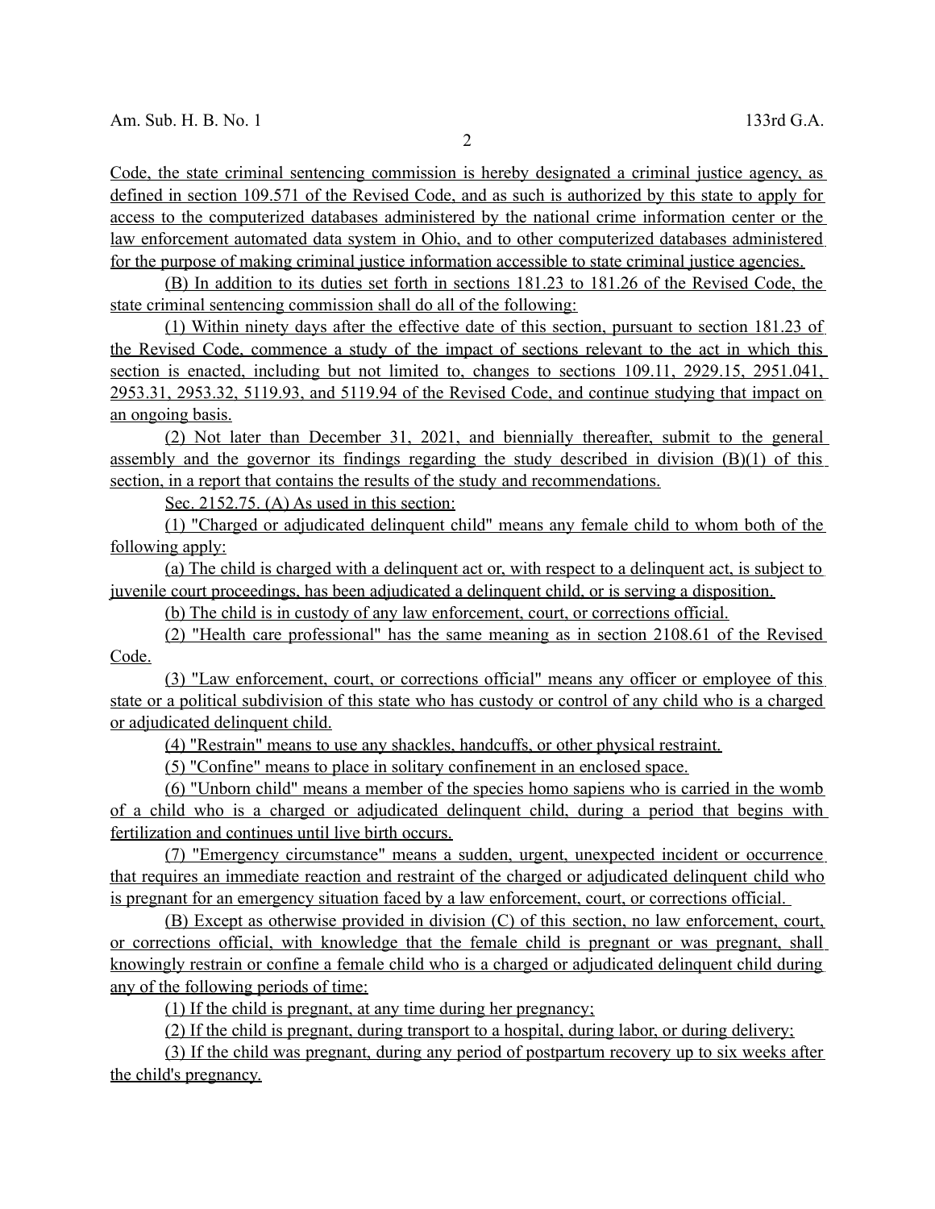Code, the state criminal sentencing commission is hereby designated a criminal justice agency, as defined in section 109.571 of the Revised Code, and as such is authorized by this state to apply for access to the computerized databases administered by the national crime information center or the law enforcement automated data system in Ohio, and to other computerized databases administered for the purpose of making criminal justice information accessible to state criminal justice agencies.

(B) In addition to its duties set forth in sections 181.23 to 181.26 of the Revised Code, the state criminal sentencing commission shall do all of the following:

(1) Within ninety days after the effective date of this section, pursuant to section 181.23 of the Revised Code, commence a study of the impact of sections relevant to the act in which this section is enacted, including but not limited to, changes to sections 109.11, 2929.15, 2951.041, 2953.31, 2953.32, 5119.93, and 5119.94 of the Revised Code, and continue studying that impact on an ongoing basis.

(2) Not later than December 31, 2021, and biennially thereafter, submit to the general assembly and the governor its findings regarding the study described in division (B)(1) of this section, in a report that contains the results of the study and recommendations.

Sec. 2152.75. (A) As used in this section:

(1) "Charged or adjudicated delinquent child" means any female child to whom both of the following apply:

(a) The child is charged with a delinquent act or, with respect to a delinquent act, is subject to juvenile court proceedings, has been adjudicated a delinquent child, or is serving a disposition.

(b) The child is in custody of any law enforcement, court, or corrections official.

(2) "Health care professional" has the same meaning as in section 2108.61 of the Revised Code.

(3) "Law enforcement, court, or corrections official" means any officer or employee of this state or a political subdivision of this state who has custody or control of any child who is a charged or adjudicated delinquent child.

(4) "Restrain" means to use any shackles, handcuffs, or other physical restraint.

(5) "Confine" means to place in solitary confinement in an enclosed space.

(6) "Unborn child" means a member of the species homo sapiens who is carried in the womb of a child who is a charged or adjudicated delinquent child, during a period that begins with fertilization and continues until live birth occurs.

(7) "Emergency circumstance" means a sudden, urgent, unexpected incident or occurrence that requires an immediate reaction and restraint of the charged or adjudicated delinquent child who is pregnant for an emergency situation faced by a law enforcement, court, or corrections official.

(B) Except as otherwise provided in division (C) of this section, no law enforcement, court, or corrections official, with knowledge that the female child is pregnant or was pregnant, shall knowingly restrain or confine a female child who is a charged or adjudicated delinquent child during any of the following periods of time:

(1) If the child is pregnant, at any time during her pregnancy;

(2) If the child is pregnant, during transport to a hospital, during labor, or during delivery;

(3) If the child was pregnant, during any period of postpartum recovery up to six weeks after the child's pregnancy.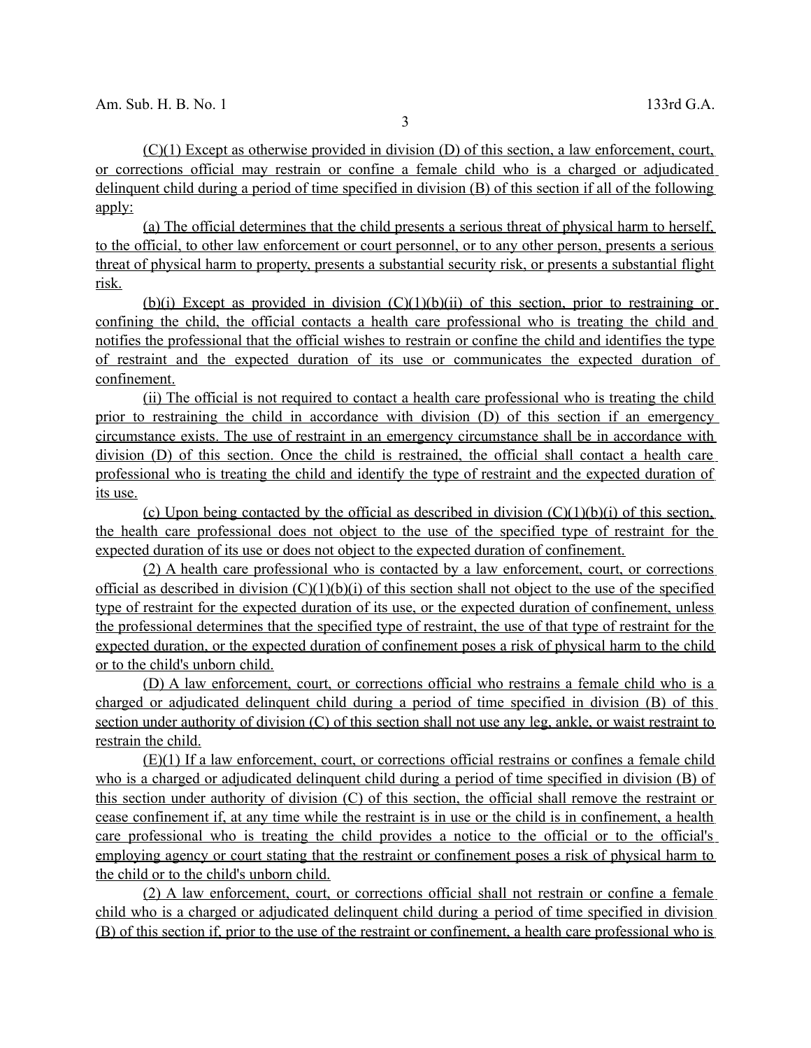(C)(1) Except as otherwise provided in division (D) of this section, a law enforcement, court, or corrections official may restrain or confine a female child who is a charged or adjudicated delinquent child during a period of time specified in division (B) of this section if all of the following apply:

(a) The official determines that the child presents a serious threat of physical harm to herself, to the official, to other law enforcement or court personnel, or to any other person, presents a serious threat of physical harm to property, presents a substantial security risk, or presents a substantial flight risk.

(b)(i) Except as provided in division (C)(1)(b)(ii) of this section, prior to restraining or confining the child, the official contacts a health care professional who is treating the child and notifies the professional that the official wishes to restrain or confine the child and identifies the type of restraint and the expected duration of its use or communicates the expected duration of confinement.

(ii) The official is not required to contact a health care professional who is treating the child prior to restraining the child in accordance with division (D) of this section if an emergency circumstance exists. The use of restraint in an emergency circumstance shall be in accordance with division (D) of this section. Once the child is restrained, the official shall contact a health care professional who is treating the child and identify the type of restraint and the expected duration of its use.

(c) Upon being contacted by the official as described in division (C)(1)(b)(i) of this section, the health care professional does not object to the use of the specified type of restraint for the expected duration of its use or does not object to the expected duration of confinement.

(2) A health care professional who is contacted by a law enforcement, court, or corrections official as described in division (C)(1)(b)(i) of this section shall not object to the use of the specified type of restraint for the expected duration of its use, or the expected duration of confinement, unless the professional determines that the specified type of restraint, the use of that type of restraint for the expected duration, or the expected duration of confinement poses a risk of physical harm to the child or to the child's unborn child.

(D) A law enforcement, court, or corrections official who restrains a female child who is a charged or adjudicated delinquent child during a period of time specified in division (B) of this section under authority of division (C) of this section shall not use any leg, ankle, or waist restraint to restrain the child.

(E)(1) If a law enforcement, court, or corrections official restrains or confines a female child who is a charged or adjudicated delinquent child during a period of time specified in division (B) of this section under authority of division (C) of this section, the official shall remove the restraint or cease confinement if, at any time while the restraint is in use or the child is in confinement, a health care professional who is treating the child provides a notice to the official or to the official's employing agency or court stating that the restraint or confinement poses a risk of physical harm to the child or to the child's unborn child.

(2) A law enforcement, court, or corrections official shall not restrain or confine a female child who is a charged or adjudicated delinquent child during a period of time specified in division (B) of this section if, prior to the use of the restraint or confinement, a health care professional who is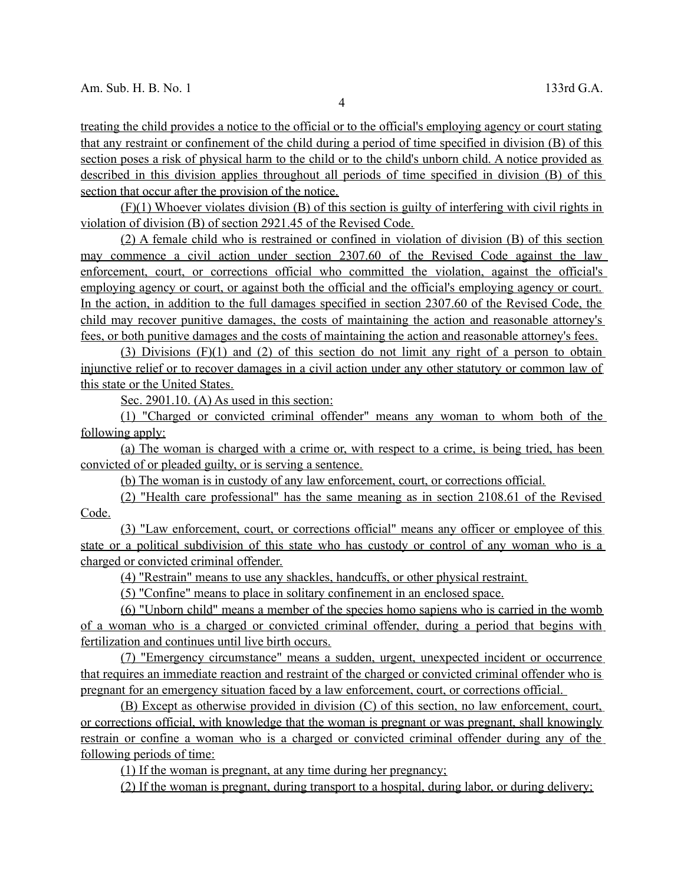treating the child provides a notice to the official or to the official's employing agency or court stating that any restraint or confinement of the child during a period of time specified in division (B) of this section poses a risk of physical harm to the child or to the child's unborn child. A notice provided as described in this division applies throughout all periods of time specified in division (B) of this section that occur after the provision of the notice.

(F)(1) Whoever violates division (B) of this section is guilty of interfering with civil rights in violation of division (B) of section 2921.45 of the Revised Code.

(2) A female child who is restrained or confined in violation of division (B) of this section may commence a civil action under section 2307.60 of the Revised Code against the law enforcement, court, or corrections official who committed the violation, against the official's employing agency or court, or against both the official and the official's employing agency or court. In the action, in addition to the full damages specified in section 2307.60 of the Revised Code, the child may recover punitive damages, the costs of maintaining the action and reasonable attorney's fees, or both punitive damages and the costs of maintaining the action and reasonable attorney's fees.

(3) Divisions (F)(1) and (2) of this section do not limit any right of a person to obtain injunctive relief or to recover damages in a civil action under any other statutory or common law of this state or the United States.

Sec. 2901.10. (A) As used in this section:

(1) "Charged or convicted criminal offender" means any woman to whom both of the following apply:

(a) The woman is charged with a crime or, with respect to a crime, is being tried, has been convicted of or pleaded guilty, or is serving a sentence.

(b) The woman is in custody of any law enforcement, court, or corrections official.

(2) "Health care professional" has the same meaning as in section 2108.61 of the Revised Code.

(3) "Law enforcement, court, or corrections official" means any officer or employee of this state or a political subdivision of this state who has custody or control of any woman who is a charged or convicted criminal offender.

(4) "Restrain" means to use any shackles, handcuffs, or other physical restraint.

(5) "Confine" means to place in solitary confinement in an enclosed space.

(6) "Unborn child" means a member of the species homo sapiens who is carried in the womb of a woman who is a charged or convicted criminal offender, during a period that begins with fertilization and continues until live birth occurs.

(7) "Emergency circumstance" means a sudden, urgent, unexpected incident or occurrence that requires an immediate reaction and restraint of the charged or convicted criminal offender who is pregnant for an emergency situation faced by a law enforcement, court, or corrections official.

(B) Except as otherwise provided in division (C) of this section, no law enforcement, court, or corrections official, with knowledge that the woman is pregnant or was pregnant, shall knowingly restrain or confine a woman who is a charged or convicted criminal offender during any of the following periods of time:

(1) If the woman is pregnant, at any time during her pregnancy;

(2) If the woman is pregnant, during transport to a hospital, during labor, or during delivery;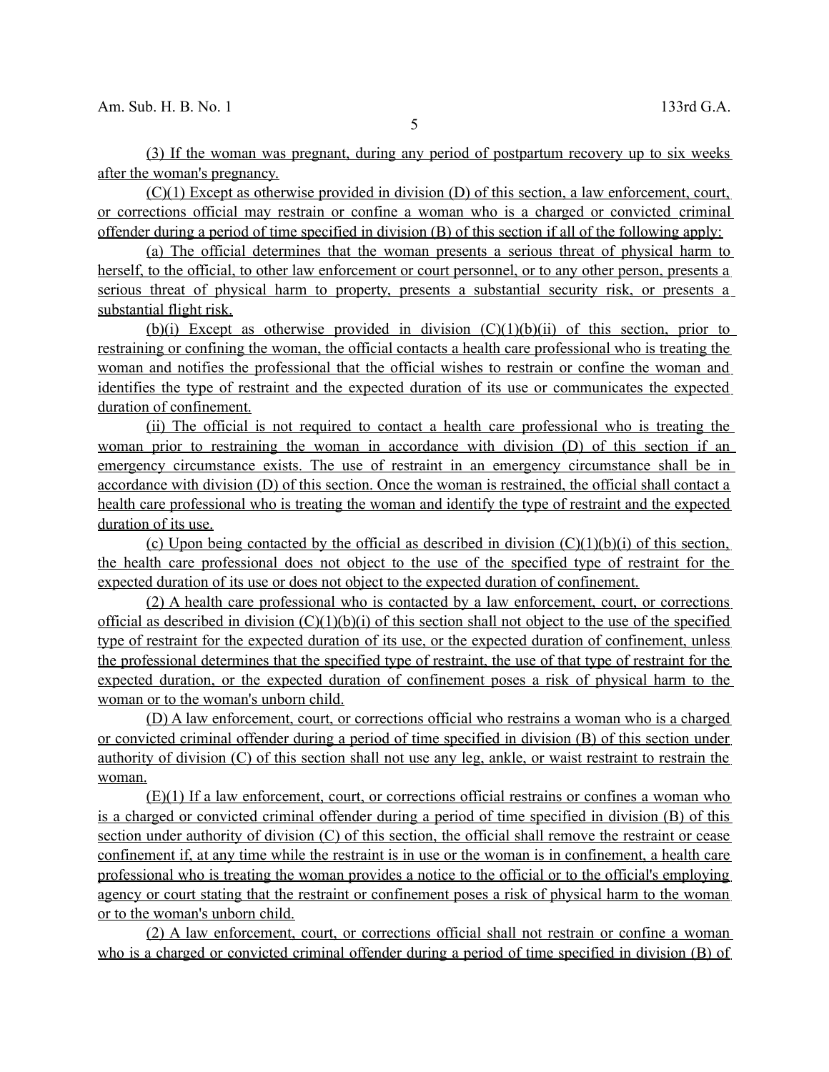(3) If the woman was pregnant, during any period of postpartum recovery up to six weeks after the woman's pregnancy.

(C)(1) Except as otherwise provided in division (D) of this section, a law enforcement, court, or corrections official may restrain or confine a woman who is a charged or convicted criminal offender during a period of time specified in division (B) of this section if all of the following apply:

(a) The official determines that the woman presents a serious threat of physical harm to herself, to the official, to other law enforcement or court personnel, or to any other person, presents a serious threat of physical harm to property, presents a substantial security risk, or presents a substantial flight risk.

(b)(i) Except as otherwise provided in division (C)(1)(b)(ii) of this section, prior to restraining or confining the woman, the official contacts a health care professional who is treating the woman and notifies the professional that the official wishes to restrain or confine the woman and identifies the type of restraint and the expected duration of its use or communicates the expected duration of confinement.

(ii) The official is not required to contact a health care professional who is treating the woman prior to restraining the woman in accordance with division (D) of this section if an emergency circumstance exists. The use of restraint in an emergency circumstance shall be in accordance with division (D) of this section. Once the woman is restrained, the official shall contact a health care professional who is treating the woman and identify the type of restraint and the expected duration of its use.

(c) Upon being contacted by the official as described in division (C)(1)(b)(i) of this section, the health care professional does not object to the use of the specified type of restraint for the expected duration of its use or does not object to the expected duration of confinement.

(2) A health care professional who is contacted by a law enforcement, court, or corrections official as described in division (C)(1)(b)(i) of this section shall not object to the use of the specified type of restraint for the expected duration of its use, or the expected duration of confinement, unless the professional determines that the specified type of restraint, the use of that type of restraint for the expected duration, or the expected duration of confinement poses a risk of physical harm to the woman or to the woman's unborn child.

(D) A law enforcement, court, or corrections official who restrains a woman who is a charged or convicted criminal offender during a period of time specified in division (B) of this section under authority of division (C) of this section shall not use any leg, ankle, or waist restraint to restrain the woman.

(E)(1) If a law enforcement, court, or corrections official restrains or confines a woman who is a charged or convicted criminal offender during a period of time specified in division (B) of this section under authority of division (C) of this section, the official shall remove the restraint or cease confinement if, at any time while the restraint is in use or the woman is in confinement, a health care professional who is treating the woman provides a notice to the official or to the official's employing agency or court stating that the restraint or confinement poses a risk of physical harm to the woman or to the woman's unborn child.

(2) A law enforcement, court, or corrections official shall not restrain or confine a woman who is a charged or convicted criminal offender during a period of time specified in division (B) of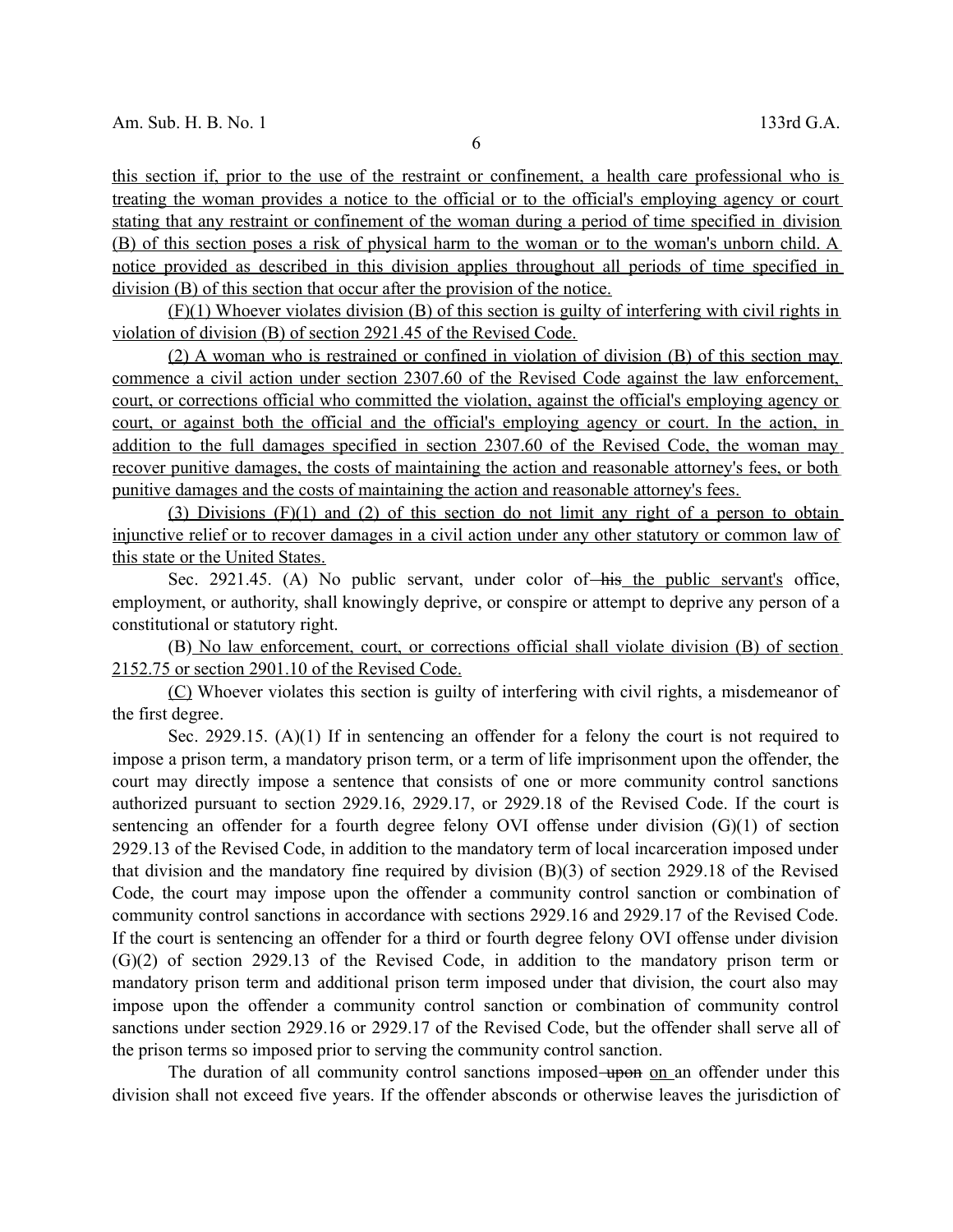this section if, prior to the use of the restraint or confinement, a health care professional who is treating the woman provides a notice to the official or to the official's employing agency or court stating that any restraint or confinement of the woman during a period of time specified in division (B) of this section poses a risk of physical harm to the woman or to the woman's unborn child. A notice provided as described in this division applies throughout all periods of time specified in division (B) of this section that occur after the provision of the notice.

(F)(1) Whoever violates division (B) of this section is guilty of interfering with civil rights in violation of division (B) of section 2921.45 of the Revised Code.

(2) A woman who is restrained or confined in violation of division (B) of this section may commence a civil action under section 2307.60 of the Revised Code against the law enforcement, court, or corrections official who committed the violation, against the official's employing agency or court, or against both the official and the official's employing agency or court. In the action, in addition to the full damages specified in section 2307.60 of the Revised Code, the woman may recover punitive damages, the costs of maintaining the action and reasonable attorney's fees, or both punitive damages and the costs of maintaining the action and reasonable attorney's fees.

(3) Divisions (F)(1) and (2) of this section do not limit any right of a person to obtain injunctive relief or to recover damages in a civil action under any other statutory or common law of this state or the United States.

Sec. 2921.45. (A) No public servant, under color of ~~his~~ the public servant's office, employment, or authority, shall knowingly deprive, or conspire or attempt to deprive any person of a constitutional or statutory right.

(B) No law enforcement, court, or corrections official shall violate division (B) of section 2152.75 or section 2901.10 of the Revised Code.

(C) Whoever violates this section is guilty of interfering with civil rights, a misdemeanor of the first degree.

Sec. 2929.15. (A)(1) If in sentencing an offender for a felony the court is not required to impose a prison term, a mandatory prison term, or a term of life imprisonment upon the offender, the court may directly impose a sentence that consists of one or more community control sanctions authorized pursuant to section 2929.16, 2929.17, or 2929.18 of the Revised Code. If the court is sentencing an offender for a fourth degree felony OVI offense under division (G)(1) of section 2929.13 of the Revised Code, in addition to the mandatory term of local incarceration imposed under that division and the mandatory fine required by division (B)(3) of section 2929.18 of the Revised Code, the court may impose upon the offender a community control sanction or combination of community control sanctions in accordance with sections 2929.16 and 2929.17 of the Revised Code. If the court is sentencing an offender for a third or fourth degree felony OVI offense under division (G)(2) of section 2929.13 of the Revised Code, in addition to the mandatory prison term or mandatory prison term and additional prison term imposed under that division, the court also may impose upon the offender a community control sanction or combination of community control sanctions under section 2929.16 or 2929.17 of the Revised Code, but the offender shall serve all of the prison terms so imposed prior to serving the community control sanction.

The duration of all community control sanctions imposed ~~upon~~ on an offender under this division shall not exceed five years. If the offender absconds or otherwise leaves the jurisdiction of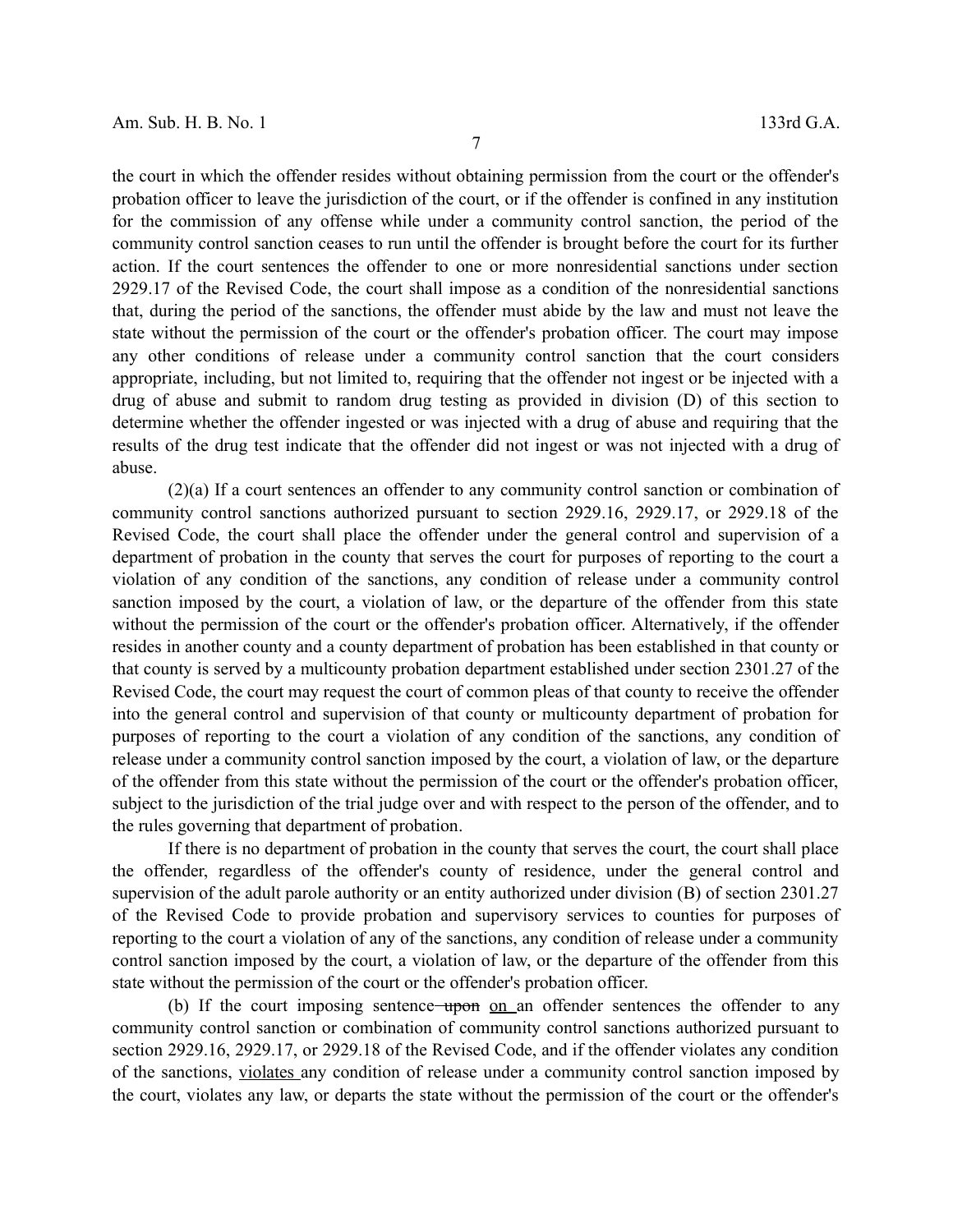the court in which the offender resides without obtaining permission from the court or the offender's probation officer to leave the jurisdiction of the court, or if the offender is confined in any institution for the commission of any offense while under a community control sanction, the period of the community control sanction ceases to run until the offender is brought before the court for its further action. If the court sentences the offender to one or more nonresidential sanctions under section 2929.17 of the Revised Code, the court shall impose as a condition of the nonresidential sanctions that, during the period of the sanctions, the offender must abide by the law and must not leave the state without the permission of the court or the offender's probation officer. The court may impose any other conditions of release under a community control sanction that the court considers appropriate, including, but not limited to, requiring that the offender not ingest or be injected with a drug of abuse and submit to random drug testing as provided in division (D) of this section to determine whether the offender ingested or was injected with a drug of abuse and requiring that the results of the drug test indicate that the offender did not ingest or was not injected with a drug of abuse.

(2)(a) If a court sentences an offender to any community control sanction or combination of community control sanctions authorized pursuant to section 2929.16, 2929.17, or 2929.18 of the Revised Code, the court shall place the offender under the general control and supervision of a department of probation in the county that serves the court for purposes of reporting to the court a violation of any condition of the sanctions, any condition of release under a community control sanction imposed by the court, a violation of law, or the departure of the offender from this state without the permission of the court or the offender's probation officer. Alternatively, if the offender resides in another county and a county department of probation has been established in that county or that county is served by a multicounty probation department established under section 2301.27 of the Revised Code, the court may request the court of common pleas of that county to receive the offender into the general control and supervision of that county or multicounty department of probation for purposes of reporting to the court a violation of any condition of the sanctions, any condition of release under a community control sanction imposed by the court, a violation of law, or the departure of the offender from this state without the permission of the court or the offender's probation officer, subject to the jurisdiction of the trial judge over and with respect to the person of the offender, and to the rules governing that department of probation.

If there is no department of probation in the county that serves the court, the court shall place the offender, regardless of the offender's county of residence, under the general control and supervision of the adult parole authority or an entity authorized under division (B) of section 2301.27 of the Revised Code to provide probation and supervisory services to counties for purposes of reporting to the court a violation of any of the sanctions, any condition of release under a community control sanction imposed by the court, a violation of law, or the departure of the offender from this state without the permission of the court or the offender's probation officer.

(b) If the court imposing sentence ~~upon~~ <u>on</u> an offender sentences the offender to any community control sanction or combination of community control sanctions authorized pursuant to section 2929.16, 2929.17, or 2929.18 of the Revised Code, and if the offender violates any condition of the sanctions, <u>violates</u> any condition of release under a community control sanction imposed by the court, violates any law, or departs the state without the permission of the court or the offender's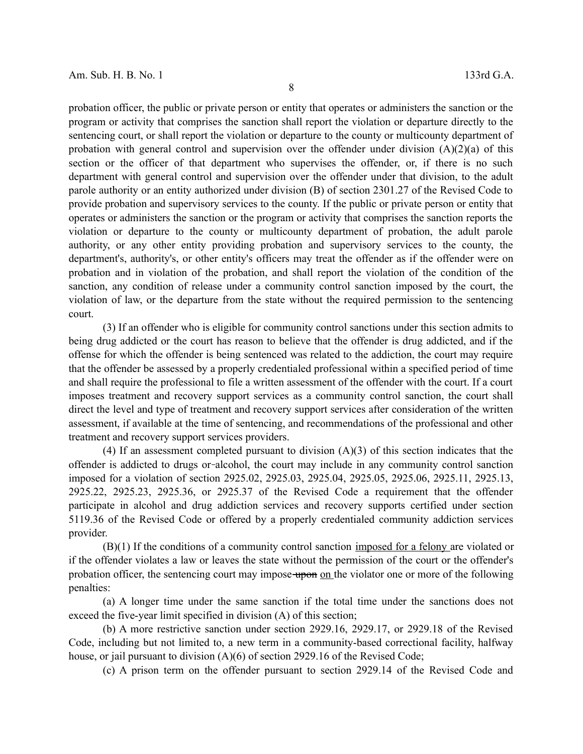probation officer, the public or private person or entity that operates or administers the sanction or the program or activity that comprises the sanction shall report the violation or departure directly to the sentencing court, or shall report the violation or departure to the county or multicounty department of probation with general control and supervision over the offender under division (A)(2)(a) of this section or the officer of that department who supervises the offender, or, if there is no such department with general control and supervision over the offender under that division, to the adult parole authority or an entity authorized under division (B) of section 2301.27 of the Revised Code to provide probation and supervisory services to the county. If the public or private person or entity that operates or administers the sanction or the program or activity that comprises the sanction reports the violation or departure to the county or multicounty department of probation, the adult parole authority, or any other entity providing probation and supervisory services to the county, the department's, authority's, or other entity's officers may treat the offender as if the offender were on probation and in violation of the probation, and shall report the violation of the condition of the sanction, any condition of release under a community control sanction imposed by the court, the violation of law, or the departure from the state without the required permission to the sentencing court.

(3) If an offender who is eligible for community control sanctions under this section admits to being drug addicted or the court has reason to believe that the offender is drug addicted, and if the offense for which the offender is being sentenced was related to the addiction, the court may require that the offender be assessed by a properly credentialed professional within a specified period of time and shall require the professional to file a written assessment of the offender with the court. If a court imposes treatment and recovery support services as a community control sanction, the court shall direct the level and type of treatment and recovery support services after consideration of the written assessment, if available at the time of sentencing, and recommendations of the professional and other treatment and recovery support services providers.

(4) If an assessment completed pursuant to division (A)(3) of this section indicates that the offender is addicted to drugs or alcohol, the court may include in any community control sanction imposed for a violation of section 2925.02, 2925.03, 2925.04, 2925.05, 2925.06, 2925.11, 2925.13, 2925.22, 2925.23, 2925.36, or 2925.37 of the Revised Code a requirement that the offender participate in alcohol and drug addiction services and recovery supports certified under section 5119.36 of the Revised Code or offered by a properly credentialed community addiction services provider.

(B)(1) If the conditions of a community control sanction imposed for a felony are violated or if the offender violates a law or leaves the state without the permission of the court or the offender's probation officer, the sentencing court may impose ~~upon~~ on the violator one or more of the following penalties:

(a) A longer time under the same sanction if the total time under the sanctions does not exceed the five-year limit specified in division (A) of this section;

(b) A more restrictive sanction under section 2929.16, 2929.17, or 2929.18 of the Revised Code, including but not limited to, a new term in a community-based correctional facility, halfway house, or jail pursuant to division (A)(6) of section 2929.16 of the Revised Code;

(c) A prison term on the offender pursuant to section 2929.14 of the Revised Code and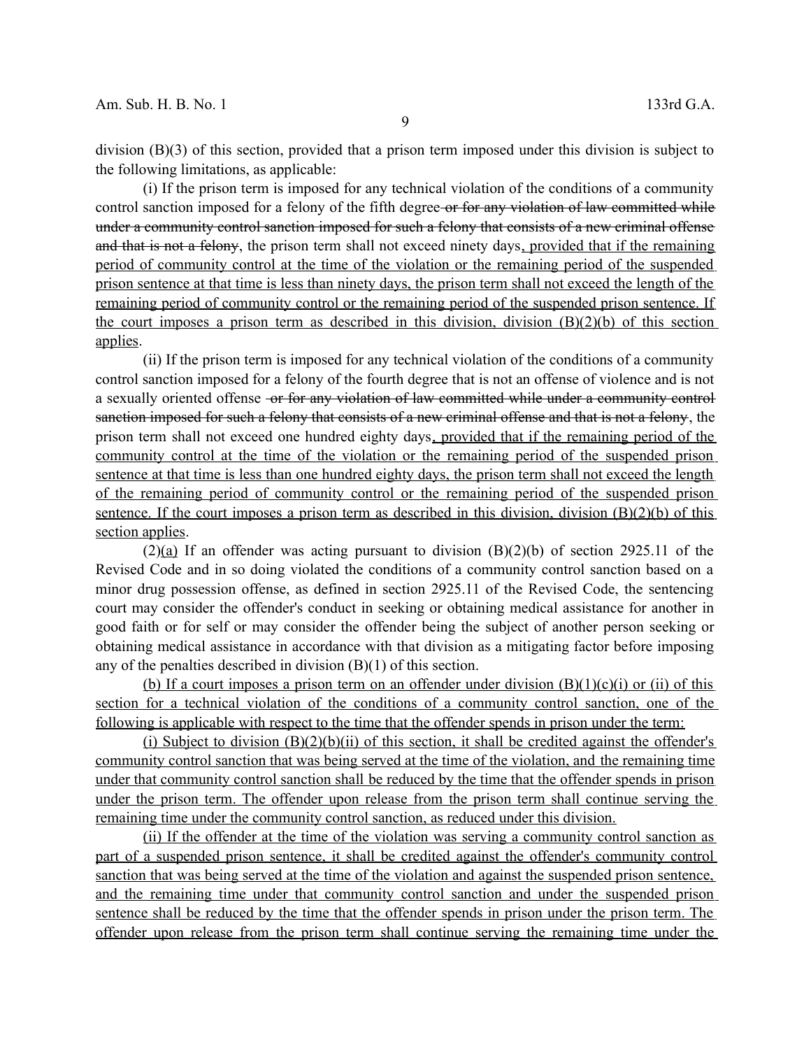division (B)(3) of this section, provided that a prison term imposed under this division is subject to the following limitations, as applicable:

(i) If the prison term is imposed for any technical violation of the conditions of a community control sanction imposed for a felony of the fifth degree ~~or for any violation of law committed while under a community control sanction imposed for such a felony that consists of a new criminal offense and that is not a felony~~, the prison term shall not exceed ninety days<u>, provided that if the remaining period of community control at the time of the violation or the remaining period of the suspended prison sentence at that time is less than ninety days, the prison term shall not exceed the length of the remaining period of community control or the remaining period of the suspended prison sentence. If the court imposes a prison term as described in this division, division (B)(2)(b) of this section applies</u>.

(ii) If the prison term is imposed for any technical violation of the conditions of a community control sanction imposed for a felony of the fourth degree that is not an offense of violence and is not a sexually oriented offense ~~or for any violation of law committed while under a community control sanction imposed for such a felony that consists of a new criminal offense and that is not a felony~~, the prison term shall not exceed one hundred eighty days<u>, provided that if the remaining period of the community control at the time of the violation or the remaining period of the suspended prison sentence at that time is less than one hundred eighty days, the prison term shall not exceed the length of the remaining period of community control or the remaining period of the suspended prison sentence. If the court imposes a prison term as described in this division, division (B)(2)(b) of this section applies</u>.

(2)<u>(a)</u> If an offender was acting pursuant to division (B)(2)(b) of section 2925.11 of the Revised Code and in so doing violated the conditions of a community control sanction based on a minor drug possession offense, as defined in section 2925.11 of the Revised Code, the sentencing court may consider the offender's conduct in seeking or obtaining medical assistance for another in good faith or for self or may consider the offender being the subject of another person seeking or obtaining medical assistance in accordance with that division as a mitigating factor before imposing any of the penalties described in division (B)(1) of this section.

<u>(b) If a court imposes a prison term on an offender under division (B)(1)(c)(i) or (ii) of this section for a technical violation of the conditions of a community control sanction, one of the following is applicable with respect to the time that the offender spends in prison under the term:</u>

<u>(i) Subject to division (B)(2)(b)(ii) of this section, it shall be credited against the offender's community control sanction that was being served at the time of the violation, and the remaining time under that community control sanction shall be reduced by the time that the offender spends in prison under the prison term. The offender upon release from the prison term shall continue serving the remaining time under the community control sanction, as reduced under this division.</u>

<u>(ii) If the offender at the time of the violation was serving a community control sanction as part of a suspended prison sentence, it shall be credited against the offender's community control sanction that was being served at the time of the violation and against the suspended prison sentence, and the remaining time under that community control sanction and under the suspended prison sentence shall be reduced by the time that the offender spends in prison under the prison term. The offender upon release from the prison term shall continue serving the remaining time under the</u>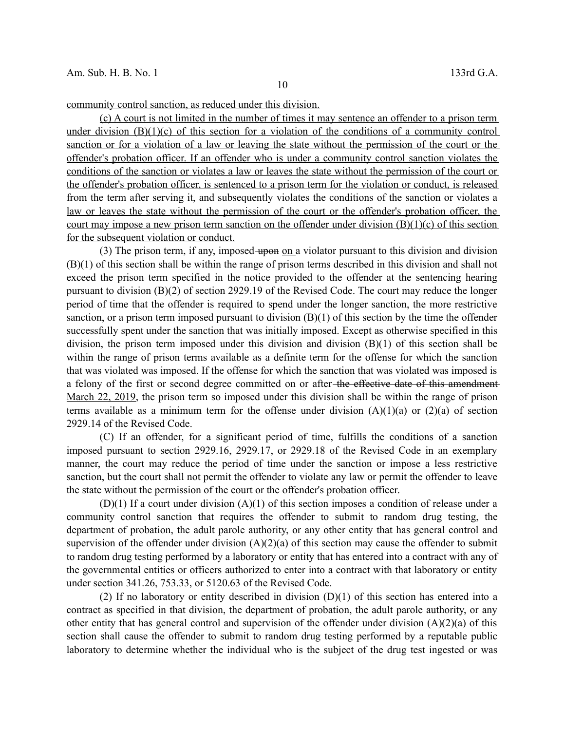community control sanction, as reduced under this division.

(c) A court is not limited in the number of times it may sentence an offender to a prison term under division (B)(1)(c) of this section for a violation of the conditions of a community control sanction or for a violation of a law or leaving the state without the permission of the court or the offender's probation officer. If an offender who is under a community control sanction violates the conditions of the sanction or violates a law or leaves the state without the permission of the court or the offender's probation officer, is sentenced to a prison term for the violation or conduct, is released from the term after serving it, and subsequently violates the conditions of the sanction or violates a law or leaves the state without the permission of the court or the offender's probation officer, the court may impose a new prison term sanction on the offender under division (B)(1)(c) of this section for the subsequent violation or conduct.

(3) The prison term, if any, imposed ~~upon~~ on a violator pursuant to this division and division (B)(1) of this section shall be within the range of prison terms described in this division and shall not exceed the prison term specified in the notice provided to the offender at the sentencing hearing pursuant to division (B)(2) of section 2929.19 of the Revised Code. The court may reduce the longer period of time that the offender is required to spend under the longer sanction, the more restrictive sanction, or a prison term imposed pursuant to division (B)(1) of this section by the time the offender successfully spent under the sanction that was initially imposed. Except as otherwise specified in this division, the prison term imposed under this division and division (B)(1) of this section shall be within the range of prison terms available as a definite term for the offense for which the sanction that was violated was imposed. If the offense for which the sanction that was violated was imposed is a felony of the first or second degree committed on or after ~~the effective date of this amendment~~ March 22, 2019, the prison term so imposed under this division shall be within the range of prison terms available as a minimum term for the offense under division (A)(1)(a) or (2)(a) of section 2929.14 of the Revised Code.

(C) If an offender, for a significant period of time, fulfills the conditions of a sanction imposed pursuant to section 2929.16, 2929.17, or 2929.18 of the Revised Code in an exemplary manner, the court may reduce the period of time under the sanction or impose a less restrictive sanction, but the court shall not permit the offender to violate any law or permit the offender to leave the state without the permission of the court or the offender's probation officer.

(D)(1) If a court under division (A)(1) of this section imposes a condition of release under a community control sanction that requires the offender to submit to random drug testing, the department of probation, the adult parole authority, or any other entity that has general control and supervision of the offender under division (A)(2)(a) of this section may cause the offender to submit to random drug testing performed by a laboratory or entity that has entered into a contract with any of the governmental entities or officers authorized to enter into a contract with that laboratory or entity under section 341.26, 753.33, or 5120.63 of the Revised Code.

(2) If no laboratory or entity described in division (D)(1) of this section has entered into a contract as specified in that division, the department of probation, the adult parole authority, or any other entity that has general control and supervision of the offender under division (A)(2)(a) of this section shall cause the offender to submit to random drug testing performed by a reputable public laboratory to determine whether the individual who is the subject of the drug test ingested or was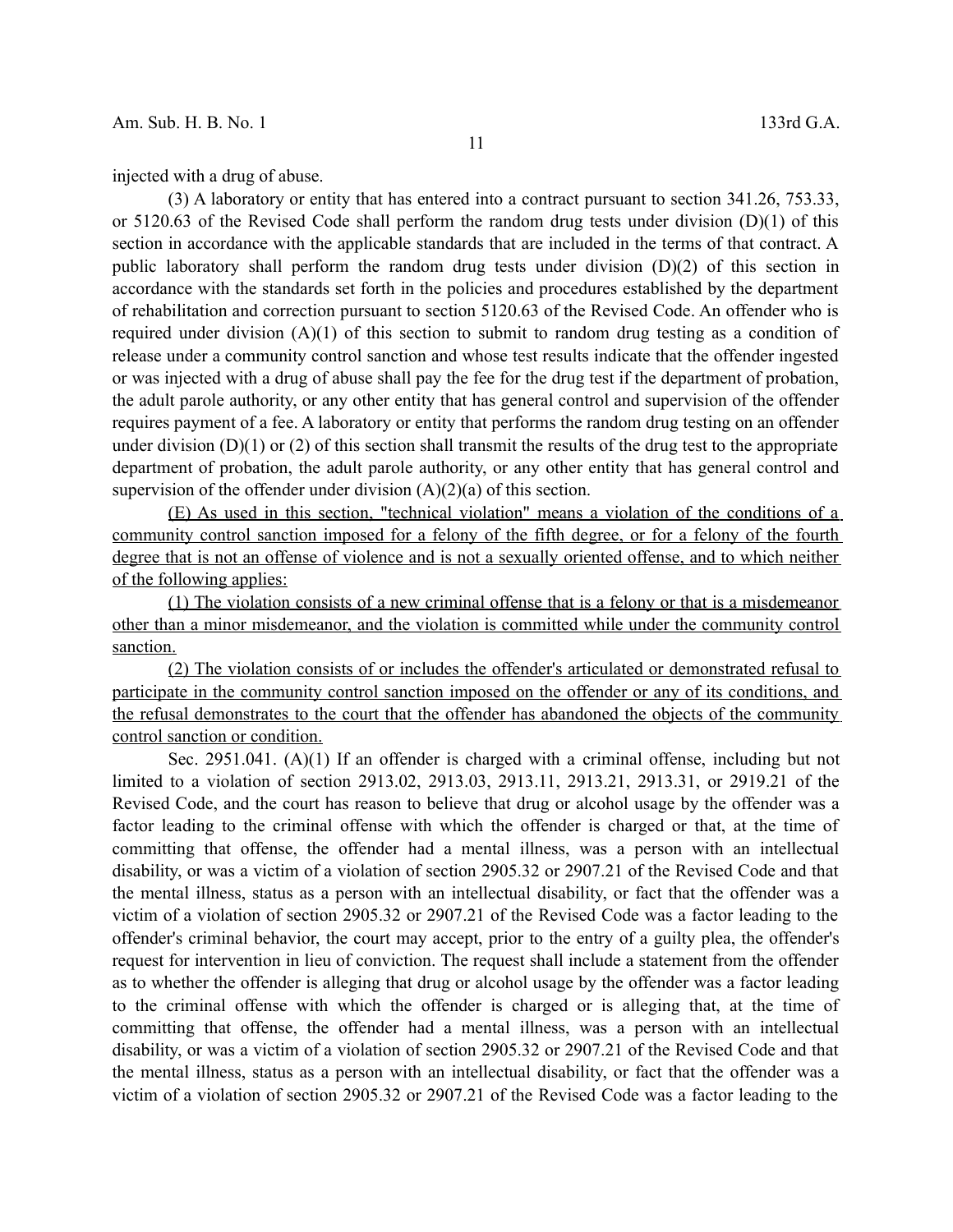injected with a drug of abuse.

(3) A laboratory or entity that has entered into a contract pursuant to section 341.26, 753.33, or 5120.63 of the Revised Code shall perform the random drug tests under division (D)(1) of this section in accordance with the applicable standards that are included in the terms of that contract. A public laboratory shall perform the random drug tests under division (D)(2) of this section in accordance with the standards set forth in the policies and procedures established by the department of rehabilitation and correction pursuant to section 5120.63 of the Revised Code. An offender who is required under division (A)(1) of this section to submit to random drug testing as a condition of release under a community control sanction and whose test results indicate that the offender ingested or was injected with a drug of abuse shall pay the fee for the drug test if the department of probation, the adult parole authority, or any other entity that has general control and supervision of the offender requires payment of a fee. A laboratory or entity that performs the random drug testing on an offender under division (D)(1) or (2) of this section shall transmit the results of the drug test to the appropriate department of probation, the adult parole authority, or any other entity that has general control and supervision of the offender under division (A)(2)(a) of this section.

<u>(E) As used in this section, "technical violation" means a violation of the conditions of a community control sanction imposed for a felony of the fifth degree, or for a felony of the fourth degree that is not an offense of violence and is not a sexually oriented offense, and to which neither of the following applies:</u>

<u>(1) The violation consists of a new criminal offense that is a felony or that is a misdemeanor other than a minor misdemeanor, and the violation is committed while under the community control sanction.</u>

<u>(2) The violation consists of or includes the offender's articulated or demonstrated refusal to participate in the community control sanction imposed on the offender or any of its conditions, and the refusal demonstrates to the court that the offender has abandoned the objects of the community control sanction or condition.</u>

Sec. 2951.041. (A)(1) If an offender is charged with a criminal offense, including but not limited to a violation of section 2913.02, 2913.03, 2913.11, 2913.21, 2913.31, or 2919.21 of the Revised Code, and the court has reason to believe that drug or alcohol usage by the offender was a factor leading to the criminal offense with which the offender is charged or that, at the time of committing that offense, the offender had a mental illness, was a person with an intellectual disability, or was a victim of a violation of section 2905.32 or 2907.21 of the Revised Code and that the mental illness, status as a person with an intellectual disability, or fact that the offender was a victim of a violation of section 2905.32 or 2907.21 of the Revised Code was a factor leading to the offender's criminal behavior, the court may accept, prior to the entry of a guilty plea, the offender's request for intervention in lieu of conviction. The request shall include a statement from the offender as to whether the offender is alleging that drug or alcohol usage by the offender was a factor leading to the criminal offense with which the offender is charged or is alleging that, at the time of committing that offense, the offender had a mental illness, was a person with an intellectual disability, or was a victim of a violation of section 2905.32 or 2907.21 of the Revised Code and that the mental illness, status as a person with an intellectual disability, or fact that the offender was a victim of a violation of section 2905.32 or 2907.21 of the Revised Code was a factor leading to the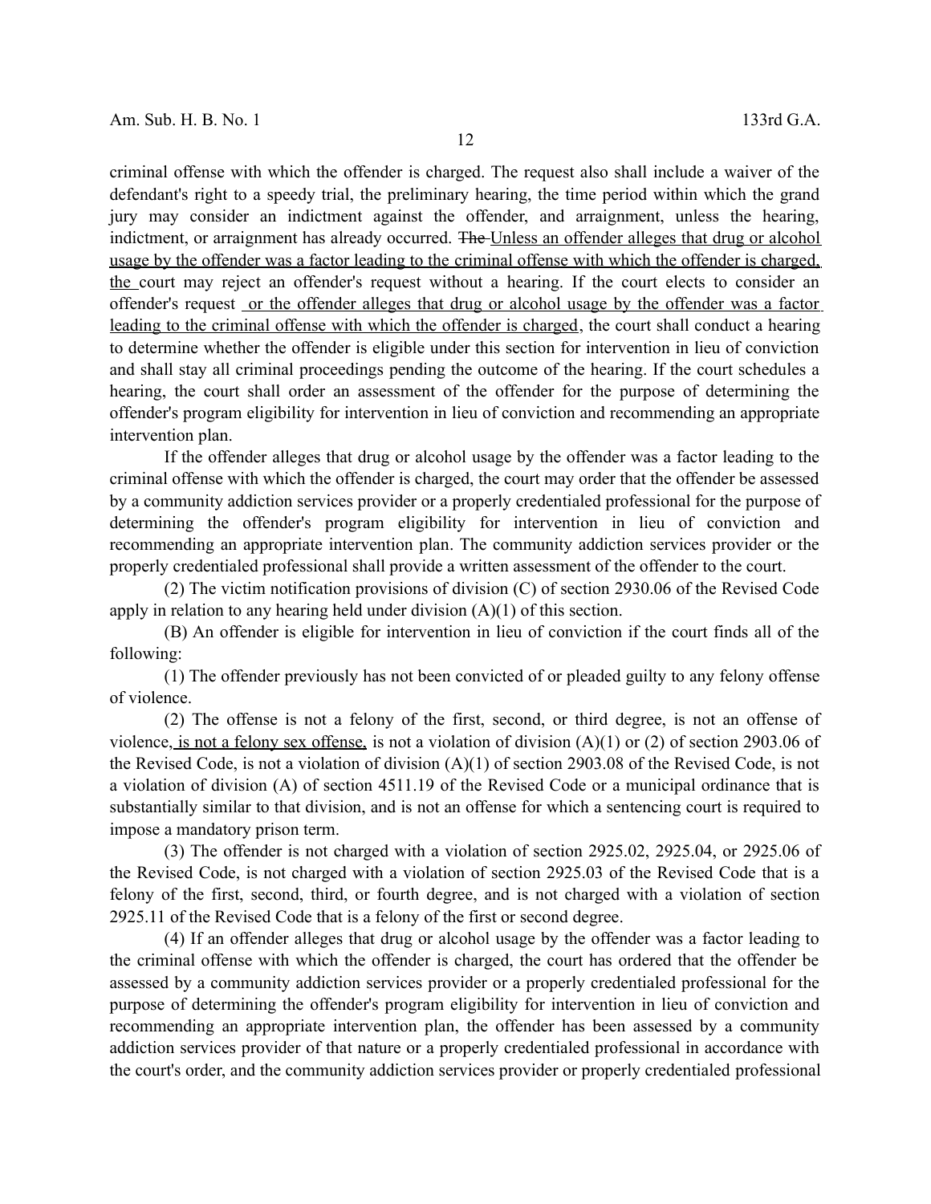criminal offense with which the offender is charged. The request also shall include a waiver of the defendant's right to a speedy trial, the preliminary hearing, the time period within which the grand jury may consider an indictment against the offender, and arraignment, unless the hearing, indictment, or arraignment has already occurred. ~~The~~ Unless an offender alleges that drug or alcohol usage by the offender was a factor leading to the criminal offense with which the offender is charged, the court may reject an offender's request without a hearing. If the court elects to consider an offender's request or the offender alleges that drug or alcohol usage by the offender was a factor leading to the criminal offense with which the offender is charged, the court shall conduct a hearing to determine whether the offender is eligible under this section for intervention in lieu of conviction and shall stay all criminal proceedings pending the outcome of the hearing. If the court schedules a hearing, the court shall order an assessment of the offender for the purpose of determining the offender's program eligibility for intervention in lieu of conviction and recommending an appropriate intervention plan.

If the offender alleges that drug or alcohol usage by the offender was a factor leading to the criminal offense with which the offender is charged, the court may order that the offender be assessed by a community addiction services provider or a properly credentialed professional for the purpose of determining the offender's program eligibility for intervention in lieu of conviction and recommending an appropriate intervention plan. The community addiction services provider or the properly credentialed professional shall provide a written assessment of the offender to the court.

(2) The victim notification provisions of division (C) of section 2930.06 of the Revised Code apply in relation to any hearing held under division (A)(1) of this section.

(B) An offender is eligible for intervention in lieu of conviction if the court finds all of the following:

(1) The offender previously has not been convicted of or pleaded guilty to any felony offense of violence.

(2) The offense is not a felony of the first, second, or third degree, is not an offense of violence, is not a felony sex offense, is not a violation of division (A)(1) or (2) of section 2903.06 of the Revised Code, is not a violation of division (A)(1) of section 2903.08 of the Revised Code, is not a violation of division (A) of section 4511.19 of the Revised Code or a municipal ordinance that is substantially similar to that division, and is not an offense for which a sentencing court is required to impose a mandatory prison term.

(3) The offender is not charged with a violation of section 2925.02, 2925.04, or 2925.06 of the Revised Code, is not charged with a violation of section 2925.03 of the Revised Code that is a felony of the first, second, third, or fourth degree, and is not charged with a violation of section 2925.11 of the Revised Code that is a felony of the first or second degree.

(4) If an offender alleges that drug or alcohol usage by the offender was a factor leading to the criminal offense with which the offender is charged, the court has ordered that the offender be assessed by a community addiction services provider or a properly credentialed professional for the purpose of determining the offender's program eligibility for intervention in lieu of conviction and recommending an appropriate intervention plan, the offender has been assessed by a community addiction services provider of that nature or a properly credentialed professional in accordance with the court's order, and the community addiction services provider or properly credentialed professional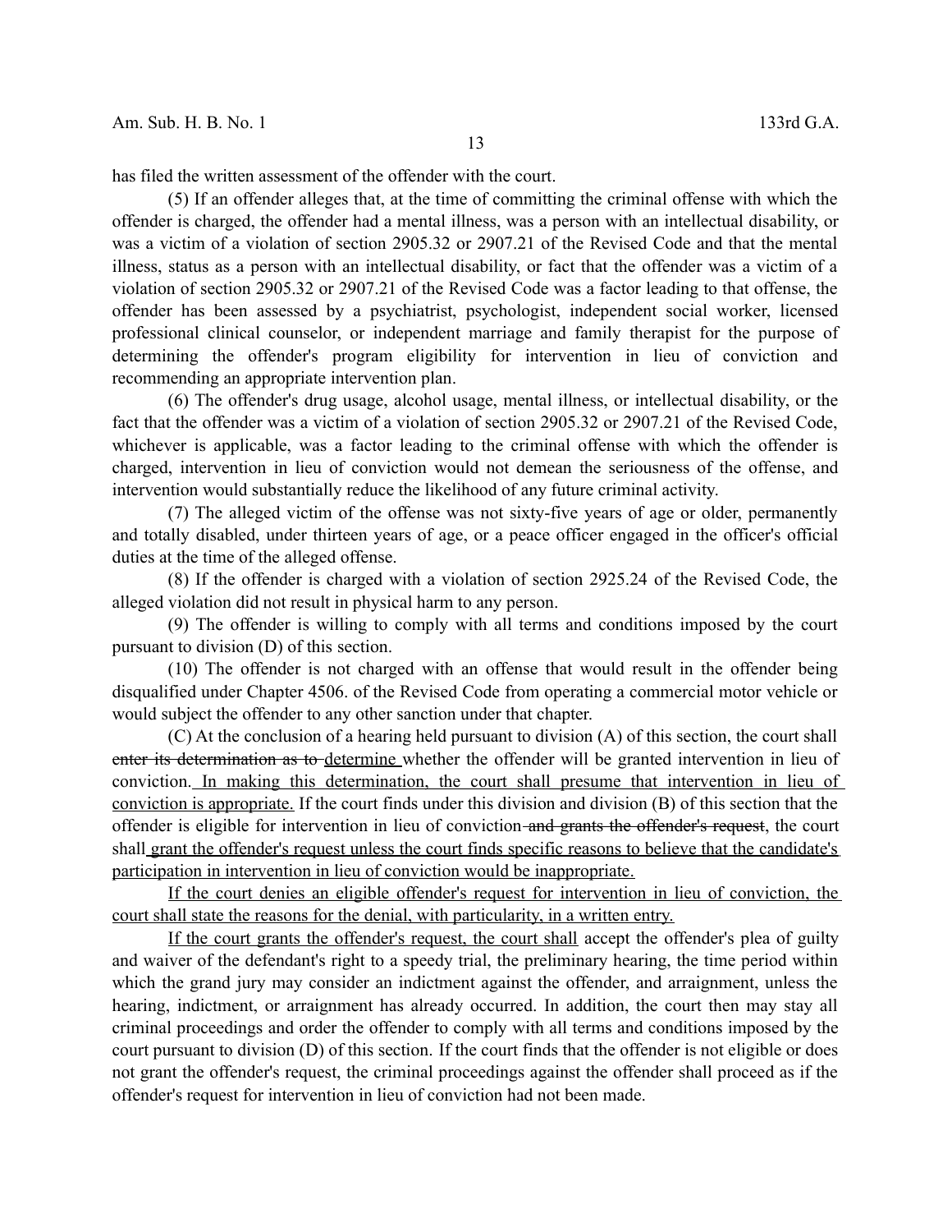has filed the written assessment of the offender with the court.

(5) If an offender alleges that, at the time of committing the criminal offense with which the offender is charged, the offender had a mental illness, was a person with an intellectual disability, or was a victim of a violation of section 2905.32 or 2907.21 of the Revised Code and that the mental illness, status as a person with an intellectual disability, or fact that the offender was a victim of a violation of section 2905.32 or 2907.21 of the Revised Code was a factor leading to that offense, the offender has been assessed by a psychiatrist, psychologist, independent social worker, licensed professional clinical counselor, or independent marriage and family therapist for the purpose of determining the offender's program eligibility for intervention in lieu of conviction and recommending an appropriate intervention plan.

(6) The offender's drug usage, alcohol usage, mental illness, or intellectual disability, or the fact that the offender was a victim of a violation of section 2905.32 or 2907.21 of the Revised Code, whichever is applicable, was a factor leading to the criminal offense with which the offender is charged, intervention in lieu of conviction would not demean the seriousness of the offense, and intervention would substantially reduce the likelihood of any future criminal activity.

(7) The alleged victim of the offense was not sixty-five years of age or older, permanently and totally disabled, under thirteen years of age, or a peace officer engaged in the officer's official duties at the time of the alleged offense.

(8) If the offender is charged with a violation of section 2925.24 of the Revised Code, the alleged violation did not result in physical harm to any person.

(9) The offender is willing to comply with all terms and conditions imposed by the court pursuant to division (D) of this section.

(10) The offender is not charged with an offense that would result in the offender being disqualified under Chapter 4506. of the Revised Code from operating a commercial motor vehicle or would subject the offender to any other sanction under that chapter.

(C) At the conclusion of a hearing held pursuant to division (A) of this section, the court shall ~~enter its determination as to~~ determine whether the offender will be granted intervention in lieu of conviction. In making this determination, the court shall presume that intervention in lieu of conviction is appropriate. If the court finds under this division and division (B) of this section that the offender is eligible for intervention in lieu of conviction ~~and grants the offender's request~~, the court shall grant the offender's request unless the court finds specific reasons to believe that the candidate's participation in intervention in lieu of conviction would be inappropriate.

If the court denies an eligible offender's request for intervention in lieu of conviction, the court shall state the reasons for the denial, with particularity, in a written entry.

If the court grants the offender's request, the court shall accept the offender's plea of guilty and waiver of the defendant's right to a speedy trial, the preliminary hearing, the time period within which the grand jury may consider an indictment against the offender, and arraignment, unless the hearing, indictment, or arraignment has already occurred. In addition, the court then may stay all criminal proceedings and order the offender to comply with all terms and conditions imposed by the court pursuant to division (D) of this section. If the court finds that the offender is not eligible or does not grant the offender's request, the criminal proceedings against the offender shall proceed as if the offender's request for intervention in lieu of conviction had not been made.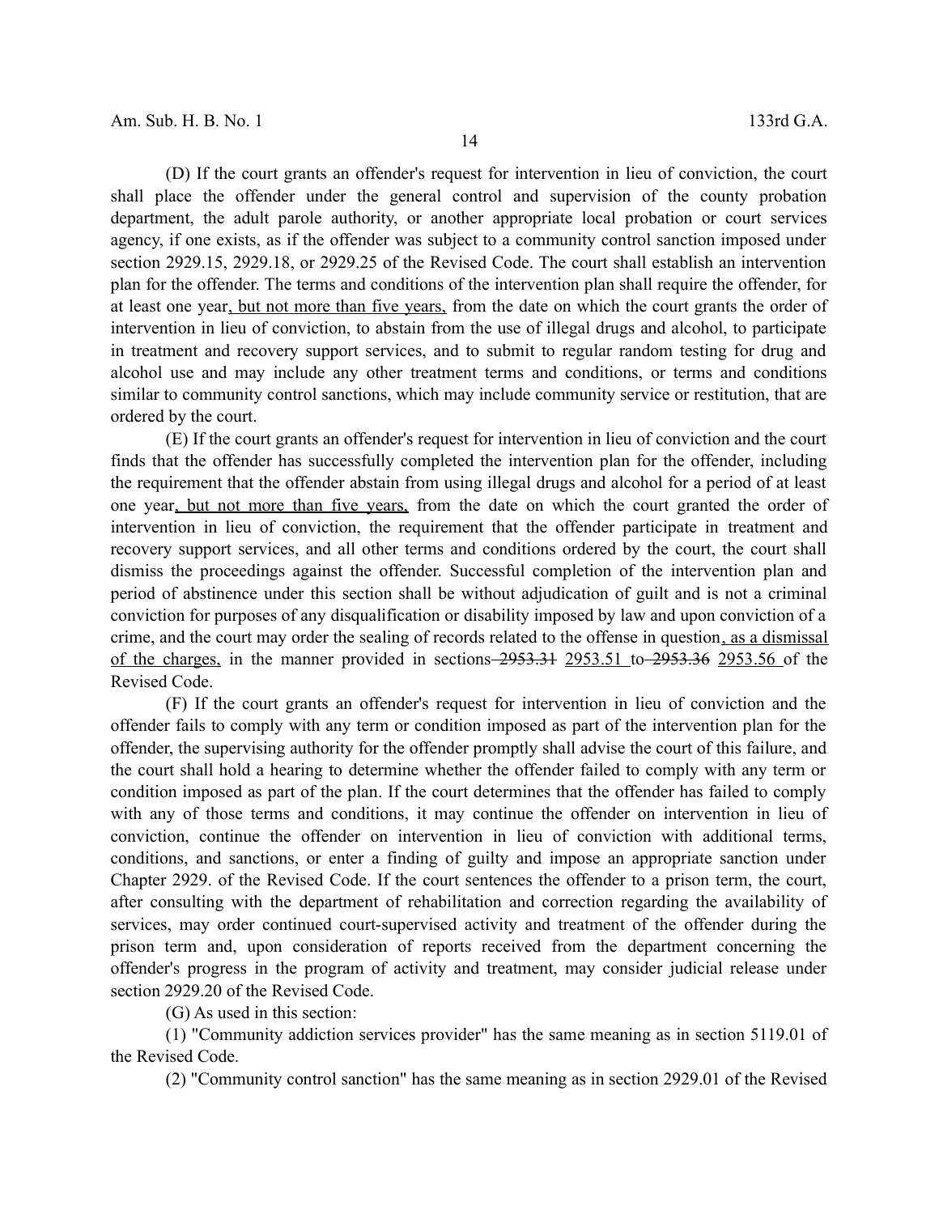(D) If the court grants an offender's request for intervention in lieu of conviction, the court shall place the offender under the general control and supervision of the county probation department, the adult parole authority, or another appropriate local probation or court services agency, if one exists, as if the offender was subject to a community control sanction imposed under section 2929.15, 2929.18, or 2929.25 of the Revised Code. The court shall establish an intervention plan for the offender. The terms and conditions of the intervention plan shall require the offender, for at least one year, but not more than five years, from the date on which the court grants the order of intervention in lieu of conviction, to abstain from the use of illegal drugs and alcohol, to participate in treatment and recovery support services, and to submit to regular random testing for drug and alcohol use and may include any other treatment terms and conditions, or terms and conditions similar to community control sanctions, which may include community service or restitution, that are ordered by the court.

(E) If the court grants an offender's request for intervention in lieu of conviction and the court finds that the offender has successfully completed the intervention plan for the offender, including the requirement that the offender abstain from using illegal drugs and alcohol for a period of at least one year, but not more than five years, from the date on which the court granted the order of intervention in lieu of conviction, the requirement that the offender participate in treatment and recovery support services, and all other terms and conditions ordered by the court, the court shall dismiss the proceedings against the offender. Successful completion of the intervention plan and period of abstinence under this section shall be without adjudication of guilt and is not a criminal conviction for purposes of any disqualification or disability imposed by law and upon conviction of a crime, and the court may order the sealing of records related to the offense in question, as a dismissal of the charges, in the manner provided in sections ~~2953.31~~ 2953.51 to ~~2953.36~~ 2953.56 of the Revised Code.

(F) If the court grants an offender's request for intervention in lieu of conviction and the offender fails to comply with any term or condition imposed as part of the intervention plan for the offender, the supervising authority for the offender promptly shall advise the court of this failure, and the court shall hold a hearing to determine whether the offender failed to comply with any term or condition imposed as part of the plan. If the court determines that the offender has failed to comply with any of those terms and conditions, it may continue the offender on intervention in lieu of conviction, continue the offender on intervention in lieu of conviction with additional terms, conditions, and sanctions, or enter a finding of guilty and impose an appropriate sanction under Chapter 2929. of the Revised Code. If the court sentences the offender to a prison term, the court, after consulting with the department of rehabilitation and correction regarding the availability of services, may order continued court-supervised activity and treatment of the offender during the prison term and, upon consideration of reports received from the department concerning the offender's progress in the program of activity and treatment, may consider judicial release under section 2929.20 of the Revised Code.

(G) As used in this section:

(1) "Community addiction services provider" has the same meaning as in section 5119.01 of the Revised Code.

(2) "Community control sanction" has the same meaning as in section 2929.01 of the Revised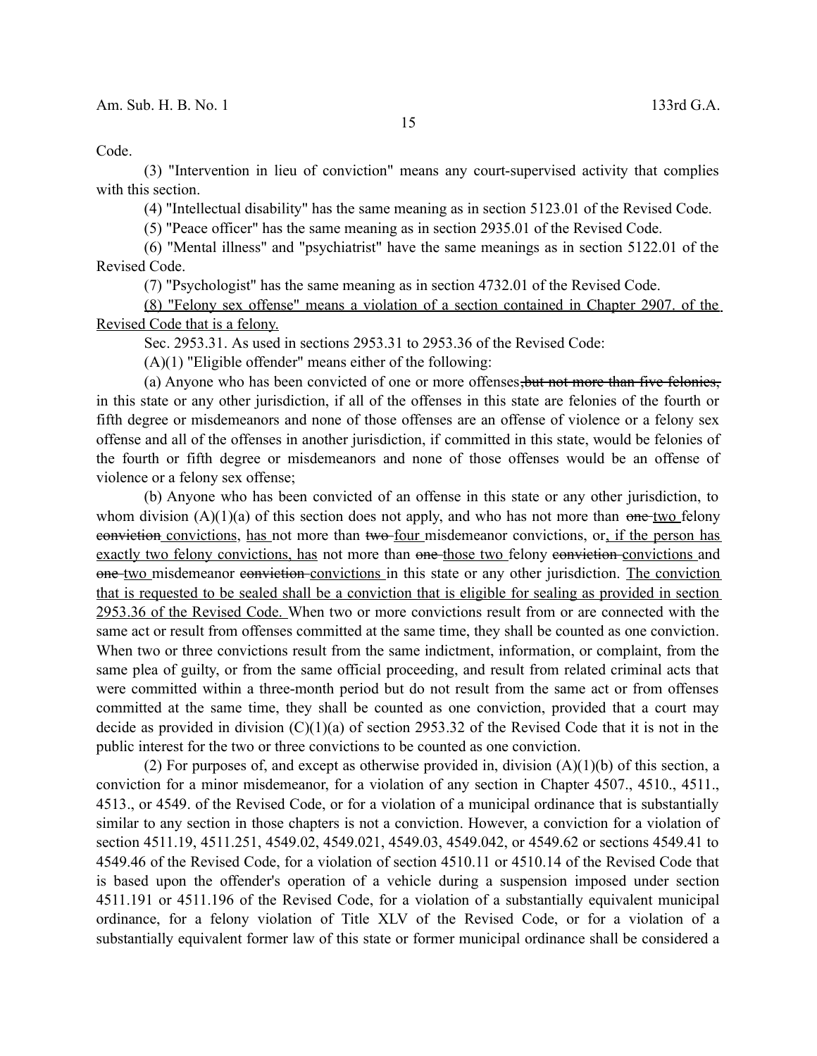Code.

(3) "Intervention in lieu of conviction" means any court-supervised activity that complies with this section.

(4) "Intellectual disability" has the same meaning as in section 5123.01 of the Revised Code.

(5) "Peace officer" has the same meaning as in section 2935.01 of the Revised Code.

(6) "Mental illness" and "psychiatrist" have the same meanings as in section 5122.01 of the Revised Code.

(7) "Psychologist" has the same meaning as in section 4732.01 of the Revised Code.

<u>(8) "Felony sex offense" means a violation of a section contained in Chapter 2907. of the Revised Code that is a felony.</u>

Sec. 2953.31. As used in sections 2953.31 to 2953.36 of the Revised Code:

(A)(1) "Eligible offender" means either of the following:

(a) Anyone who has been convicted of one or more offenses~~, but not more than five felonies,~~ in this state or any other jurisdiction, if all of the offenses in this state are felonies of the fourth or fifth degree or misdemeanors and none of those offenses are an offense of violence or a felony sex offense and all of the offenses in another jurisdiction, if committed in this state, would be felonies of the fourth or fifth degree or misdemeanors and none of those offenses would be an offense of violence or a felony sex offense;

(b) Anyone who has been convicted of an offense in this state or any other jurisdiction, to whom division (A)(1)(a) of this section does not apply, and who has not more than ~~one~~ <u>two</u> felony ~~conviction~~ <u>convictions</u>, <u>has</u> not more than ~~two~~ <u>four</u> misdemeanor convictions, or<u>, if the person has exactly two felony convictions, has</u> not more than ~~one~~ <u>those two</u> felony ~~conviction~~ <u>convictions</u> and ~~one~~ <u>two</u> misdemeanor ~~conviction~~ <u>convictions</u> in this state or any other jurisdiction. <u>The conviction that is requested to be sealed shall be a conviction that is eligible for sealing as provided in section 2953.36 of the Revised Code.</u> When two or more convictions result from or are connected with the same act or result from offenses committed at the same time, they shall be counted as one conviction. When two or three convictions result from the same indictment, information, or complaint, from the same plea of guilty, or from the same official proceeding, and result from related criminal acts that were committed within a three-month period but do not result from the same act or from offenses committed at the same time, they shall be counted as one conviction, provided that a court may decide as provided in division (C)(1)(a) of section 2953.32 of the Revised Code that it is not in the public interest for the two or three convictions to be counted as one conviction.

(2) For purposes of, and except as otherwise provided in, division (A)(1)(b) of this section, a conviction for a minor misdemeanor, for a violation of any section in Chapter 4507., 4510., 4511., 4513., or 4549. of the Revised Code, or for a violation of a municipal ordinance that is substantially similar to any section in those chapters is not a conviction. However, a conviction for a violation of section 4511.19, 4511.251, 4549.02, 4549.021, 4549.03, 4549.042, or 4549.62 or sections 4549.41 to 4549.46 of the Revised Code, for a violation of section 4510.11 or 4510.14 of the Revised Code that is based upon the offender's operation of a vehicle during a suspension imposed under section 4511.191 or 4511.196 of the Revised Code, for a violation of a substantially equivalent municipal ordinance, for a felony violation of Title XLV of the Revised Code, or for a violation of a substantially equivalent former law of this state or former municipal ordinance shall be considered a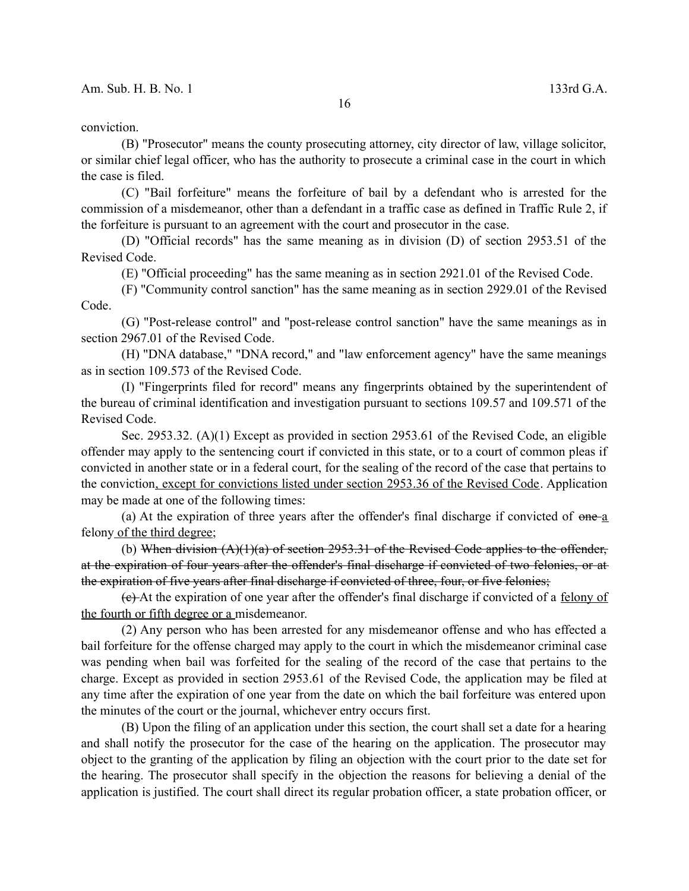conviction.

(B) "Prosecutor" means the county prosecuting attorney, city director of law, village solicitor, or similar chief legal officer, who has the authority to prosecute a criminal case in the court in which the case is filed.

(C) "Bail forfeiture" means the forfeiture of bail by a defendant who is arrested for the commission of a misdemeanor, other than a defendant in a traffic case as defined in Traffic Rule 2, if the forfeiture is pursuant to an agreement with the court and prosecutor in the case.

(D) "Official records" has the same meaning as in division (D) of section 2953.51 of the Revised Code.

(E) "Official proceeding" has the same meaning as in section 2921.01 of the Revised Code.

(F) "Community control sanction" has the same meaning as in section 2929.01 of the Revised Code.

(G) "Post-release control" and "post-release control sanction" have the same meanings as in section 2967.01 of the Revised Code.

(H) "DNA database," "DNA record," and "law enforcement agency" have the same meanings as in section 109.573 of the Revised Code.

(I) "Fingerprints filed for record" means any fingerprints obtained by the superintendent of the bureau of criminal identification and investigation pursuant to sections 109.57 and 109.571 of the Revised Code.

Sec. 2953.32. (A)(1) Except as provided in section 2953.61 of the Revised Code, an eligible offender may apply to the sentencing court if convicted in this state, or to a court of common pleas if convicted in another state or in a federal court, for the sealing of the record of the case that pertains to the conviction<u>, except for convictions listed under section 2953.36 of the Revised Code</u>. Application may be made at one of the following times:

(a) At the expiration of three years after the offender's final discharge if convicted of ~~one~~ <u>a</u> felony<u> of the third degree</u>;

(b) ~~When division (A)(1)(a) of section 2953.31 of the Revised Code applies to the offender, at the expiration of four years after the offender's final discharge if convicted of two felonies, or at the expiration of five years after final discharge if convicted of three, four, or five felonies;~~

~~(c)~~ At the expiration of one year after the offender's final discharge if convicted of a <u>felony of the fourth or fifth degree or a </u>misdemeanor.

(2) Any person who has been arrested for any misdemeanor offense and who has effected a bail forfeiture for the offense charged may apply to the court in which the misdemeanor criminal case was pending when bail was forfeited for the sealing of the record of the case that pertains to the charge. Except as provided in section 2953.61 of the Revised Code, the application may be filed at any time after the expiration of one year from the date on which the bail forfeiture was entered upon the minutes of the court or the journal, whichever entry occurs first.

(B) Upon the filing of an application under this section, the court shall set a date for a hearing and shall notify the prosecutor for the case of the hearing on the application. The prosecutor may object to the granting of the application by filing an objection with the court prior to the date set for the hearing. The prosecutor shall specify in the objection the reasons for believing a denial of the application is justified. The court shall direct its regular probation officer, a state probation officer, or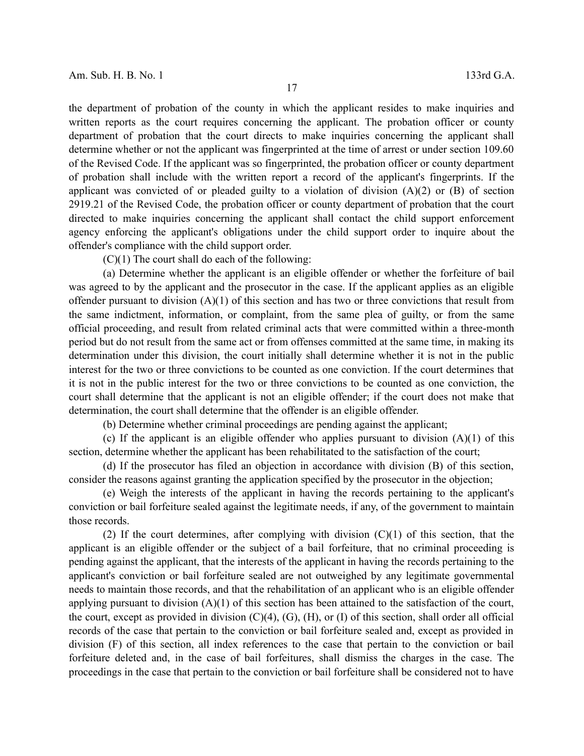the department of probation of the county in which the applicant resides to make inquiries and written reports as the court requires concerning the applicant. The probation officer or county department of probation that the court directs to make inquiries concerning the applicant shall determine whether or not the applicant was fingerprinted at the time of arrest or under section 109.60 of the Revised Code. If the applicant was so fingerprinted, the probation officer or county department of probation shall include with the written report a record of the applicant's fingerprints. If the applicant was convicted of or pleaded guilty to a violation of division (A)(2) or (B) of section 2919.21 of the Revised Code, the probation officer or county department of probation that the court directed to make inquiries concerning the applicant shall contact the child support enforcement agency enforcing the applicant's obligations under the child support order to inquire about the offender's compliance with the child support order.

(C)(1) The court shall do each of the following:

(a) Determine whether the applicant is an eligible offender or whether the forfeiture of bail was agreed to by the applicant and the prosecutor in the case. If the applicant applies as an eligible offender pursuant to division (A)(1) of this section and has two or three convictions that result from the same indictment, information, or complaint, from the same plea of guilty, or from the same official proceeding, and result from related criminal acts that were committed within a three-month period but do not result from the same act or from offenses committed at the same time, in making its determination under this division, the court initially shall determine whether it is not in the public interest for the two or three convictions to be counted as one conviction. If the court determines that it is not in the public interest for the two or three convictions to be counted as one conviction, the court shall determine that the applicant is not an eligible offender; if the court does not make that determination, the court shall determine that the offender is an eligible offender.

(b) Determine whether criminal proceedings are pending against the applicant;

(c) If the applicant is an eligible offender who applies pursuant to division (A)(1) of this section, determine whether the applicant has been rehabilitated to the satisfaction of the court;

(d) If the prosecutor has filed an objection in accordance with division (B) of this section, consider the reasons against granting the application specified by the prosecutor in the objection;

(e) Weigh the interests of the applicant in having the records pertaining to the applicant's conviction or bail forfeiture sealed against the legitimate needs, if any, of the government to maintain those records.

(2) If the court determines, after complying with division (C)(1) of this section, that the applicant is an eligible offender or the subject of a bail forfeiture, that no criminal proceeding is pending against the applicant, that the interests of the applicant in having the records pertaining to the applicant's conviction or bail forfeiture sealed are not outweighed by any legitimate governmental needs to maintain those records, and that the rehabilitation of an applicant who is an eligible offender applying pursuant to division (A)(1) of this section has been attained to the satisfaction of the court, the court, except as provided in division (C)(4), (G), (H), or (I) of this section, shall order all official records of the case that pertain to the conviction or bail forfeiture sealed and, except as provided in division (F) of this section, all index references to the case that pertain to the conviction or bail forfeiture deleted and, in the case of bail forfeitures, shall dismiss the charges in the case. The proceedings in the case that pertain to the conviction or bail forfeiture shall be considered not to have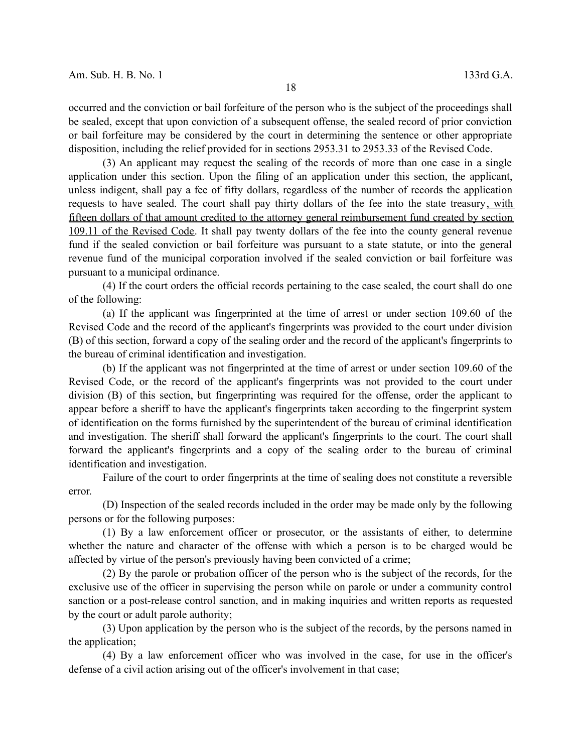occurred and the conviction or bail forfeiture of the person who is the subject of the proceedings shall be sealed, except that upon conviction of a subsequent offense, the sealed record of prior conviction or bail forfeiture may be considered by the court in determining the sentence or other appropriate disposition, including the relief provided for in sections 2953.31 to 2953.33 of the Revised Code.

(3) An applicant may request the sealing of the records of more than one case in a single application under this section. Upon the filing of an application under this section, the applicant, unless indigent, shall pay a fee of fifty dollars, regardless of the number of records the application requests to have sealed. The court shall pay thirty dollars of the fee into the state treasury<u>, with fifteen dollars of that amount credited to the attorney general reimbursement fund created by section 109.11 of the Revised Code</u>. It shall pay twenty dollars of the fee into the county general revenue fund if the sealed conviction or bail forfeiture was pursuant to a state statute, or into the general revenue fund of the municipal corporation involved if the sealed conviction or bail forfeiture was pursuant to a municipal ordinance.

(4) If the court orders the official records pertaining to the case sealed, the court shall do one of the following:

(a) If the applicant was fingerprinted at the time of arrest or under section 109.60 of the Revised Code and the record of the applicant's fingerprints was provided to the court under division (B) of this section, forward a copy of the sealing order and the record of the applicant's fingerprints to the bureau of criminal identification and investigation.

(b) If the applicant was not fingerprinted at the time of arrest or under section 109.60 of the Revised Code, or the record of the applicant's fingerprints was not provided to the court under division (B) of this section, but fingerprinting was required for the offense, order the applicant to appear before a sheriff to have the applicant's fingerprints taken according to the fingerprint system of identification on the forms furnished by the superintendent of the bureau of criminal identification and investigation. The sheriff shall forward the applicant's fingerprints to the court. The court shall forward the applicant's fingerprints and a copy of the sealing order to the bureau of criminal identification and investigation.

Failure of the court to order fingerprints at the time of sealing does not constitute a reversible error.

(D) Inspection of the sealed records included in the order may be made only by the following persons or for the following purposes:

(1) By a law enforcement officer or prosecutor, or the assistants of either, to determine whether the nature and character of the offense with which a person is to be charged would be affected by virtue of the person's previously having been convicted of a crime;

(2) By the parole or probation officer of the person who is the subject of the records, for the exclusive use of the officer in supervising the person while on parole or under a community control sanction or a post-release control sanction, and in making inquiries and written reports as requested by the court or adult parole authority;

(3) Upon application by the person who is the subject of the records, by the persons named in the application;

(4) By a law enforcement officer who was involved in the case, for use in the officer's defense of a civil action arising out of the officer's involvement in that case;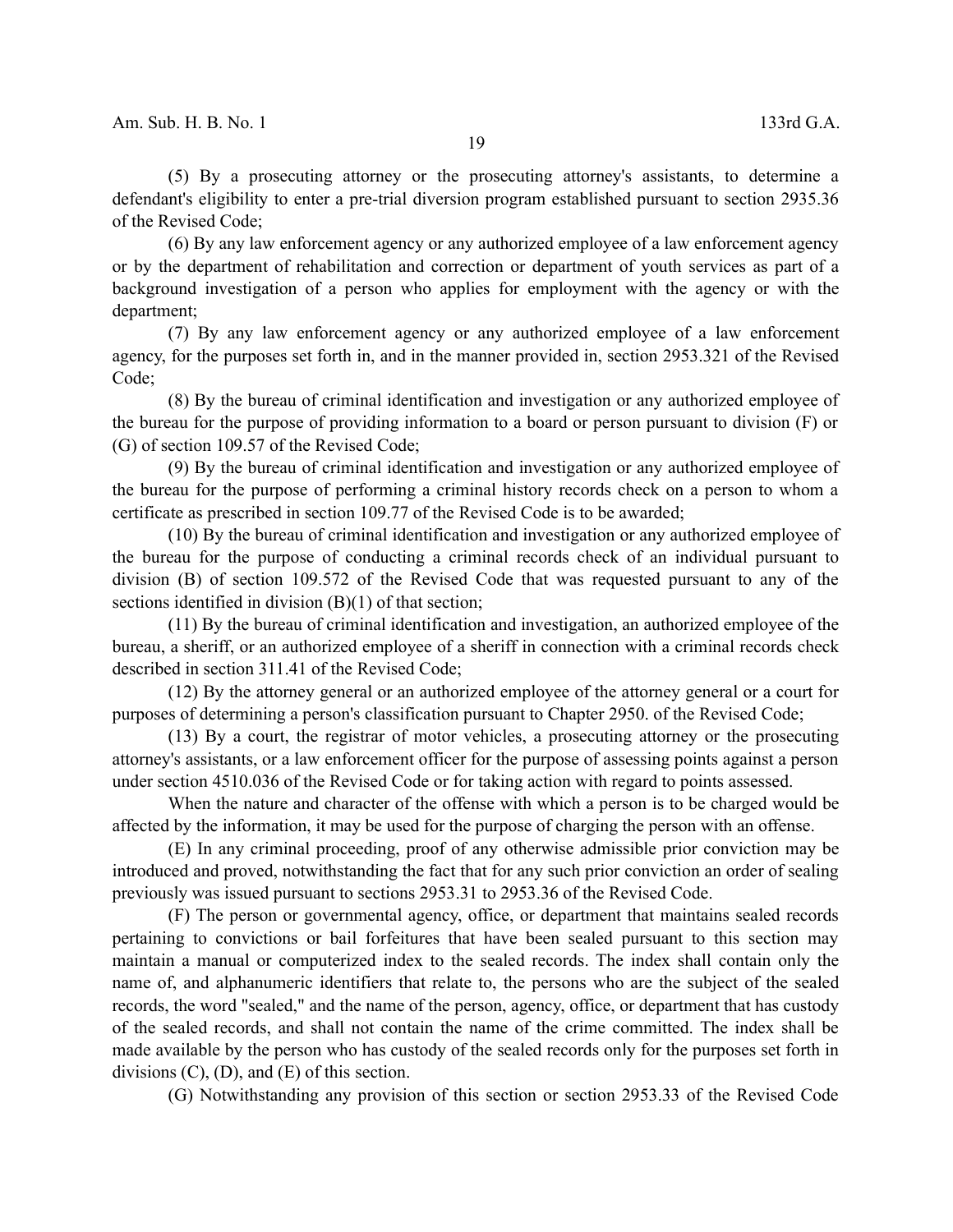(5) By a prosecuting attorney or the prosecuting attorney's assistants, to determine a defendant's eligibility to enter a pre-trial diversion program established pursuant to section 2935.36 of the Revised Code;

(6) By any law enforcement agency or any authorized employee of a law enforcement agency or by the department of rehabilitation and correction or department of youth services as part of a background investigation of a person who applies for employment with the agency or with the department;

(7) By any law enforcement agency or any authorized employee of a law enforcement agency, for the purposes set forth in, and in the manner provided in, section 2953.321 of the Revised Code;

(8) By the bureau of criminal identification and investigation or any authorized employee of the bureau for the purpose of providing information to a board or person pursuant to division (F) or (G) of section 109.57 of the Revised Code;

(9) By the bureau of criminal identification and investigation or any authorized employee of the bureau for the purpose of performing a criminal history records check on a person to whom a certificate as prescribed in section 109.77 of the Revised Code is to be awarded;

(10) By the bureau of criminal identification and investigation or any authorized employee of the bureau for the purpose of conducting a criminal records check of an individual pursuant to division (B) of section 109.572 of the Revised Code that was requested pursuant to any of the sections identified in division (B)(1) of that section;

(11) By the bureau of criminal identification and investigation, an authorized employee of the bureau, a sheriff, or an authorized employee of a sheriff in connection with a criminal records check described in section 311.41 of the Revised Code;

(12) By the attorney general or an authorized employee of the attorney general or a court for purposes of determining a person's classification pursuant to Chapter 2950. of the Revised Code;

(13) By a court, the registrar of motor vehicles, a prosecuting attorney or the prosecuting attorney's assistants, or a law enforcement officer for the purpose of assessing points against a person under section 4510.036 of the Revised Code or for taking action with regard to points assessed.

When the nature and character of the offense with which a person is to be charged would be affected by the information, it may be used for the purpose of charging the person with an offense.

(E) In any criminal proceeding, proof of any otherwise admissible prior conviction may be introduced and proved, notwithstanding the fact that for any such prior conviction an order of sealing previously was issued pursuant to sections 2953.31 to 2953.36 of the Revised Code.

(F) The person or governmental agency, office, or department that maintains sealed records pertaining to convictions or bail forfeitures that have been sealed pursuant to this section may maintain a manual or computerized index to the sealed records. The index shall contain only the name of, and alphanumeric identifiers that relate to, the persons who are the subject of the sealed records, the word "sealed," and the name of the person, agency, office, or department that has custody of the sealed records, and shall not contain the name of the crime committed. The index shall be made available by the person who has custody of the sealed records only for the purposes set forth in divisions (C), (D), and (E) of this section.

(G) Notwithstanding any provision of this section or section 2953.33 of the Revised Code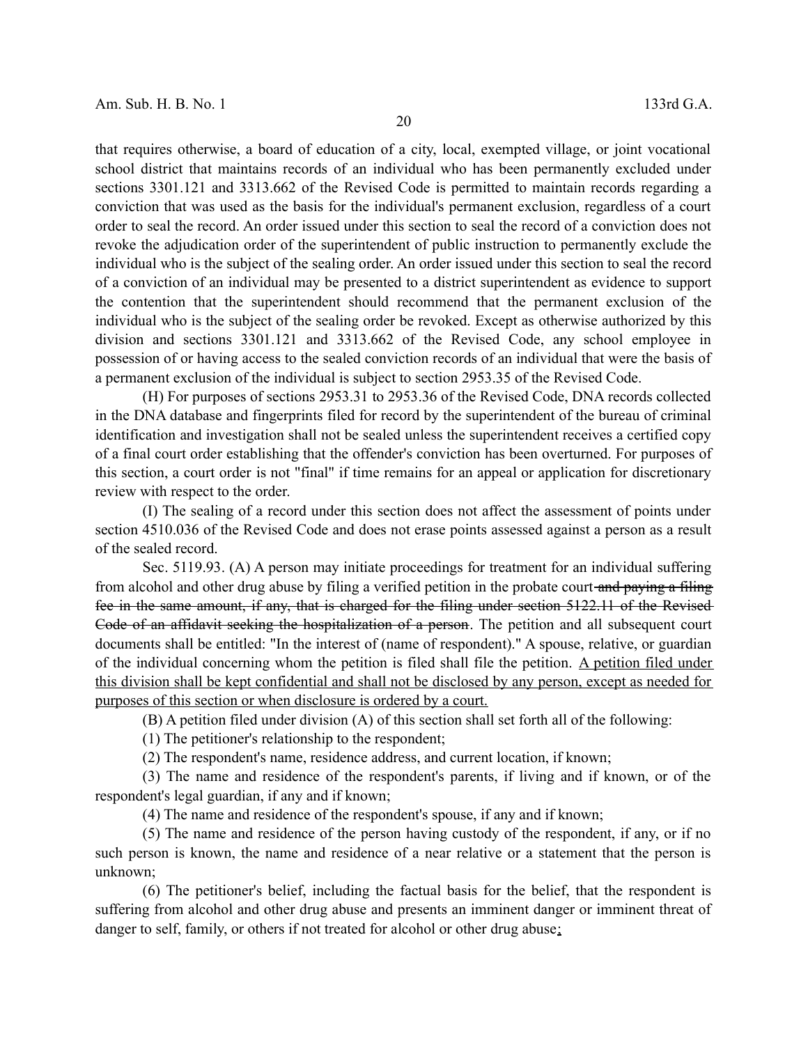that requires otherwise, a board of education of a city, local, exempted village, or joint vocational school district that maintains records of an individual who has been permanently excluded under sections 3301.121 and 3313.662 of the Revised Code is permitted to maintain records regarding a conviction that was used as the basis for the individual's permanent exclusion, regardless of a court order to seal the record. An order issued under this section to seal the record of a conviction does not revoke the adjudication order of the superintendent of public instruction to permanently exclude the individual who is the subject of the sealing order. An order issued under this section to seal the record of a conviction of an individual may be presented to a district superintendent as evidence to support the contention that the superintendent should recommend that the permanent exclusion of the individual who is the subject of the sealing order be revoked. Except as otherwise authorized by this division and sections 3301.121 and 3313.662 of the Revised Code, any school employee in possession of or having access to the sealed conviction records of an individual that were the basis of a permanent exclusion of the individual is subject to section 2953.35 of the Revised Code.

(H) For purposes of sections 2953.31 to 2953.36 of the Revised Code, DNA records collected in the DNA database and fingerprints filed for record by the superintendent of the bureau of criminal identification and investigation shall not be sealed unless the superintendent receives a certified copy of a final court order establishing that the offender's conviction has been overturned. For purposes of this section, a court order is not "final" if time remains for an appeal or application for discretionary review with respect to the order.

(I) The sealing of a record under this section does not affect the assessment of points under section 4510.036 of the Revised Code and does not erase points assessed against a person as a result of the sealed record.

Sec. 5119.93. (A) A person may initiate proceedings for treatment for an individual suffering from alcohol and other drug abuse by filing a verified petition in the probate court ~~and paying a filing fee in the same amount, if any, that is charged for the filing under section 5122.11 of the Revised Code of an affidavit seeking the hospitalization of a person~~. The petition and all subsequent court documents shall be entitled: "In the interest of (name of respondent)." A spouse, relative, or guardian of the individual concerning whom the petition is filed shall file the petition. <u>A petition filed under this division shall be kept confidential and shall not be disclosed by any person, except as needed for purposes of this section or when disclosure is ordered by a court.</u>

(B) A petition filed under division (A) of this section shall set forth all of the following:

(1) The petitioner's relationship to the respondent;

(2) The respondent's name, residence address, and current location, if known;

(3) The name and residence of the respondent's parents, if living and if known, or of the respondent's legal guardian, if any and if known;

(4) The name and residence of the respondent's spouse, if any and if known;

(5) The name and residence of the person having custody of the respondent, if any, or if no such person is known, the name and residence of a near relative or a statement that the person is unknown;

(6) The petitioner's belief, including the factual basis for the belief, that the respondent is suffering from alcohol and other drug abuse and presents an imminent danger or imminent threat of danger to self, family, or others if not treated for alcohol or other drug abuse<u>;</u>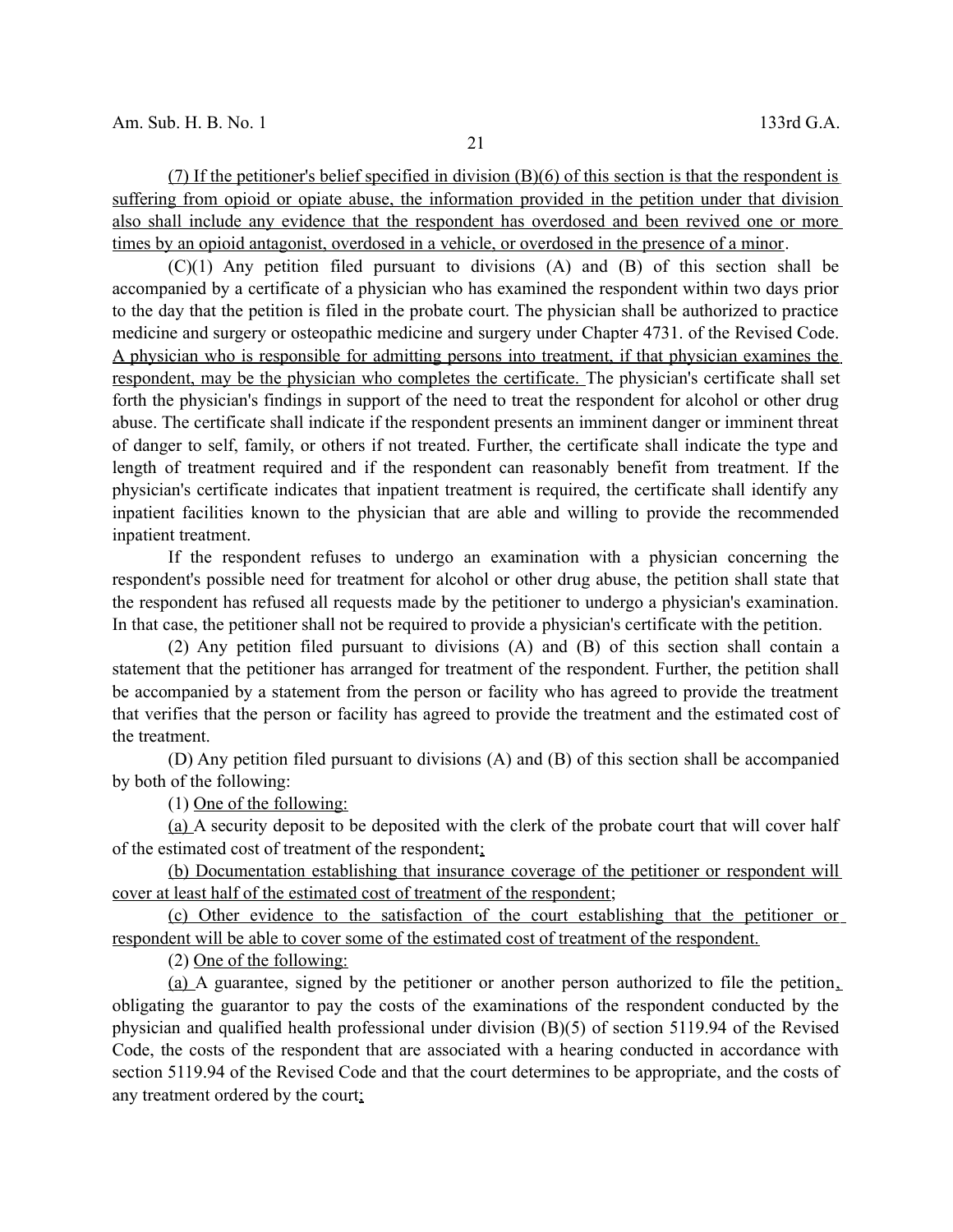(7) If the petitioner's belief specified in division (B)(6) of this section is that the respondent is suffering from opioid or opiate abuse, the information provided in the petition under that division also shall include any evidence that the respondent has overdosed and been revived one or more times by an opioid antagonist, overdosed in a vehicle, or overdosed in the presence of a minor.

(C)(1) Any petition filed pursuant to divisions (A) and (B) of this section shall be accompanied by a certificate of a physician who has examined the respondent within two days prior to the day that the petition is filed in the probate court. The physician shall be authorized to practice medicine and surgery or osteopathic medicine and surgery under Chapter 4731. of the Revised Code. A physician who is responsible for admitting persons into treatment, if that physician examines the respondent, may be the physician who completes the certificate. The physician's certificate shall set forth the physician's findings in support of the need to treat the respondent for alcohol or other drug abuse. The certificate shall indicate if the respondent presents an imminent danger or imminent threat of danger to self, family, or others if not treated. Further, the certificate shall indicate the type and length of treatment required and if the respondent can reasonably benefit from treatment. If the physician's certificate indicates that inpatient treatment is required, the certificate shall identify any inpatient facilities known to the physician that are able and willing to provide the recommended inpatient treatment.

If the respondent refuses to undergo an examination with a physician concerning the respondent's possible need for treatment for alcohol or other drug abuse, the petition shall state that the respondent has refused all requests made by the petitioner to undergo a physician's examination. In that case, the petitioner shall not be required to provide a physician's certificate with the petition.

(2) Any petition filed pursuant to divisions (A) and (B) of this section shall contain a statement that the petitioner has arranged for treatment of the respondent. Further, the petition shall be accompanied by a statement from the person or facility who has agreed to provide the treatment that verifies that the person or facility has agreed to provide the treatment and the estimated cost of the treatment.

(D) Any petition filed pursuant to divisions (A) and (B) of this section shall be accompanied by both of the following:

(1) One of the following:

(a) A security deposit to be deposited with the clerk of the probate court that will cover half of the estimated cost of treatment of the respondent;

(b) Documentation establishing that insurance coverage of the petitioner or respondent will cover at least half of the estimated cost of treatment of the respondent;

(c) Other evidence to the satisfaction of the court establishing that the petitioner or respondent will be able to cover some of the estimated cost of treatment of the respondent.

(2) One of the following:

(a) A guarantee, signed by the petitioner or another person authorized to file the petition, obligating the guarantor to pay the costs of the examinations of the respondent conducted by the physician and qualified health professional under division (B)(5) of section 5119.94 of the Revised Code, the costs of the respondent that are associated with a hearing conducted in accordance with section 5119.94 of the Revised Code and that the court determines to be appropriate, and the costs of any treatment ordered by the court;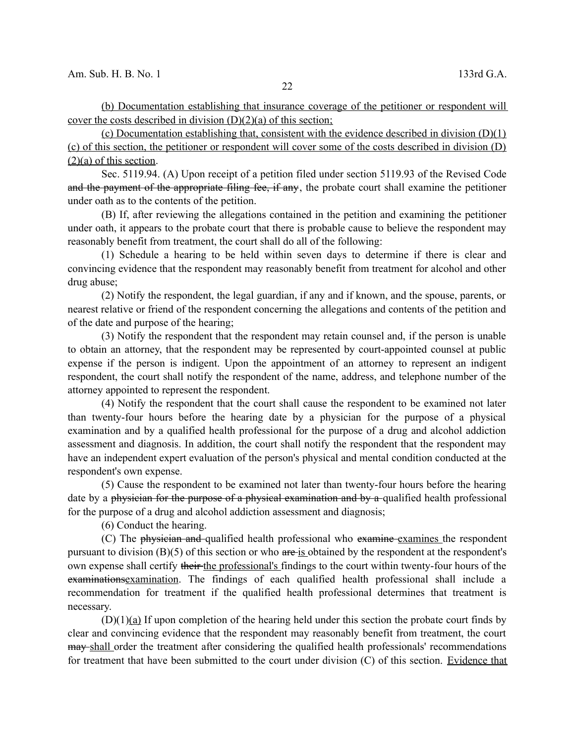(b) Documentation establishing that insurance coverage of the petitioner or respondent will cover the costs described in division (D)(2)(a) of this section;

(c) Documentation establishing that, consistent with the evidence described in division (D)(1)(c) of this section, the petitioner or respondent will cover some of the costs described in division (D)(2)(a) of this section.

Sec. 5119.94. (A) Upon receipt of a petition filed under section 5119.93 of the Revised Code ~~and the payment of the appropriate filing fee, if any~~, the probate court shall examine the petitioner under oath as to the contents of the petition.

(B) If, after reviewing the allegations contained in the petition and examining the petitioner under oath, it appears to the probate court that there is probable cause to believe the respondent may reasonably benefit from treatment, the court shall do all of the following:

(1) Schedule a hearing to be held within seven days to determine if there is clear and convincing evidence that the respondent may reasonably benefit from treatment for alcohol and other drug abuse;

(2) Notify the respondent, the legal guardian, if any and if known, and the spouse, parents, or nearest relative or friend of the respondent concerning the allegations and contents of the petition and of the date and purpose of the hearing;

(3) Notify the respondent that the respondent may retain counsel and, if the person is unable to obtain an attorney, that the respondent may be represented by court-appointed counsel at public expense if the person is indigent. Upon the appointment of an attorney to represent an indigent respondent, the court shall notify the respondent of the name, address, and telephone number of the attorney appointed to represent the respondent.

(4) Notify the respondent that the court shall cause the respondent to be examined not later than twenty-four hours before the hearing date by a physician for the purpose of a physical examination and by a qualified health professional for the purpose of a drug and alcohol addiction assessment and diagnosis. In addition, the court shall notify the respondent that the respondent may have an independent expert evaluation of the person's physical and mental condition conducted at the respondent's own expense.

(5) Cause the respondent to be examined not later than twenty-four hours before the hearing date by a ~~physician for the purpose of a physical examination and by a~~ qualified health professional for the purpose of a drug and alcohol addiction assessment and diagnosis;

(6) Conduct the hearing.

(C) The ~~physician and~~ qualified health professional who ~~examine~~ examines the respondent pursuant to division (B)(5) of this section or who ~~are~~ is obtained by the respondent at the respondent's own expense shall certify ~~their~~ the professional's findings to the court within twenty-four hours of the ~~examinations~~examination. The findings of each qualified health professional shall include a recommendation for treatment if the qualified health professional determines that treatment is necessary.

(D)(1)(a) If upon completion of the hearing held under this section the probate court finds by clear and convincing evidence that the respondent may reasonably benefit from treatment, the court ~~may~~ shall order the treatment after considering the qualified health professionals' recommendations for treatment that have been submitted to the court under division (C) of this section. Evidence that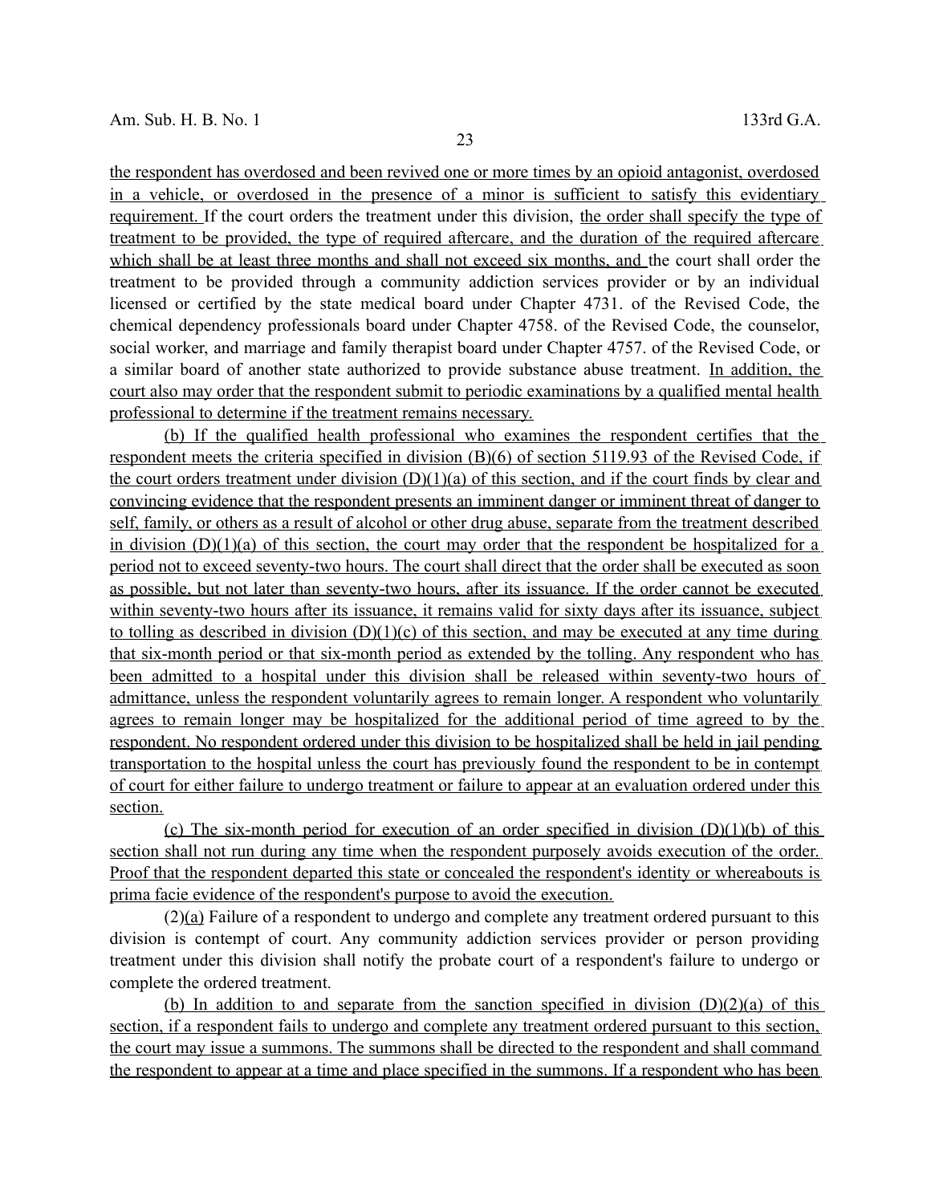the respondent has overdosed and been revived one or more times by an opioid antagonist, overdosed in a vehicle, or overdosed in the presence of a minor is sufficient to satisfy this evidentiary requirement. If the court orders the treatment under this division, the order shall specify the type of treatment to be provided, the type of required aftercare, and the duration of the required aftercare which shall be at least three months and shall not exceed six months, and the court shall order the treatment to be provided through a community addiction services provider or by an individual licensed or certified by the state medical board under Chapter 4731. of the Revised Code, the chemical dependency professionals board under Chapter 4758. of the Revised Code, the counselor, social worker, and marriage and family therapist board under Chapter 4757. of the Revised Code, or a similar board of another state authorized to provide substance abuse treatment. In addition, the court also may order that the respondent submit to periodic examinations by a qualified mental health professional to determine if the treatment remains necessary.

(b) If the qualified health professional who examines the respondent certifies that the respondent meets the criteria specified in division (B)(6) of section 5119.93 of the Revised Code, if the court orders treatment under division (D)(1)(a) of this section, and if the court finds by clear and convincing evidence that the respondent presents an imminent danger or imminent threat of danger to self, family, or others as a result of alcohol or other drug abuse, separate from the treatment described in division (D)(1)(a) of this section, the court may order that the respondent be hospitalized for a period not to exceed seventy-two hours. The court shall direct that the order shall be executed as soon as possible, but not later than seventy-two hours, after its issuance. If the order cannot be executed within seventy-two hours after its issuance, it remains valid for sixty days after its issuance, subject to tolling as described in division (D)(1)(c) of this section, and may be executed at any time during that six-month period or that six-month period as extended by the tolling. Any respondent who has been admitted to a hospital under this division shall be released within seventy-two hours of admittance, unless the respondent voluntarily agrees to remain longer. A respondent who voluntarily agrees to remain longer may be hospitalized for the additional period of time agreed to by the respondent. No respondent ordered under this division to be hospitalized shall be held in jail pending transportation to the hospital unless the court has previously found the respondent to be in contempt of court for either failure to undergo treatment or failure to appear at an evaluation ordered under this section.

(c) The six-month period for execution of an order specified in division (D)(1)(b) of this section shall not run during any time when the respondent purposely avoids execution of the order. Proof that the respondent departed this state or concealed the respondent's identity or whereabouts is prima facie evidence of the respondent's purpose to avoid the execution.

(2)(a) Failure of a respondent to undergo and complete any treatment ordered pursuant to this division is contempt of court. Any community addiction services provider or person providing treatment under this division shall notify the probate court of a respondent's failure to undergo or complete the ordered treatment.

(b) In addition to and separate from the sanction specified in division (D)(2)(a) of this section, if a respondent fails to undergo and complete any treatment ordered pursuant to this section, the court may issue a summons. The summons shall be directed to the respondent and shall command the respondent to appear at a time and place specified in the summons. If a respondent who has been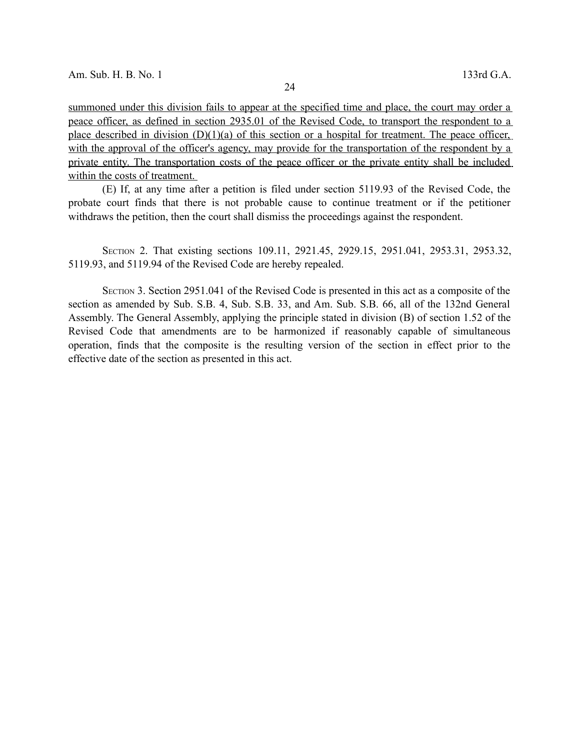summoned under this division fails to appear at the specified time and place, the court may order a peace officer, as defined in section 2935.01 of the Revised Code, to transport the respondent to a place described in division (D)(1)(a) of this section or a hospital for treatment. The peace officer, with the approval of the officer's agency, may provide for the transportation of the respondent by a private entity. The transportation costs of the peace officer or the private entity shall be included within the costs of treatment.

(E) If, at any time after a petition is filed under section 5119.93 of the Revised Code, the probate court finds that there is not probable cause to continue treatment or if the petitioner withdraws the petition, then the court shall dismiss the proceedings against the respondent.

SECTION 2. That existing sections 109.11, 2921.45, 2929.15, 2951.041, 2953.31, 2953.32, 5119.93, and 5119.94 of the Revised Code are hereby repealed.

SECTION 3. Section 2951.041 of the Revised Code is presented in this act as a composite of the section as amended by Sub. S.B. 4, Sub. S.B. 33, and Am. Sub. S.B. 66, all of the 132nd General Assembly. The General Assembly, applying the principle stated in division (B) of section 1.52 of the Revised Code that amendments are to be harmonized if reasonably capable of simultaneous operation, finds that the composite is the resulting version of the section in effect prior to the effective date of the section as presented in this act.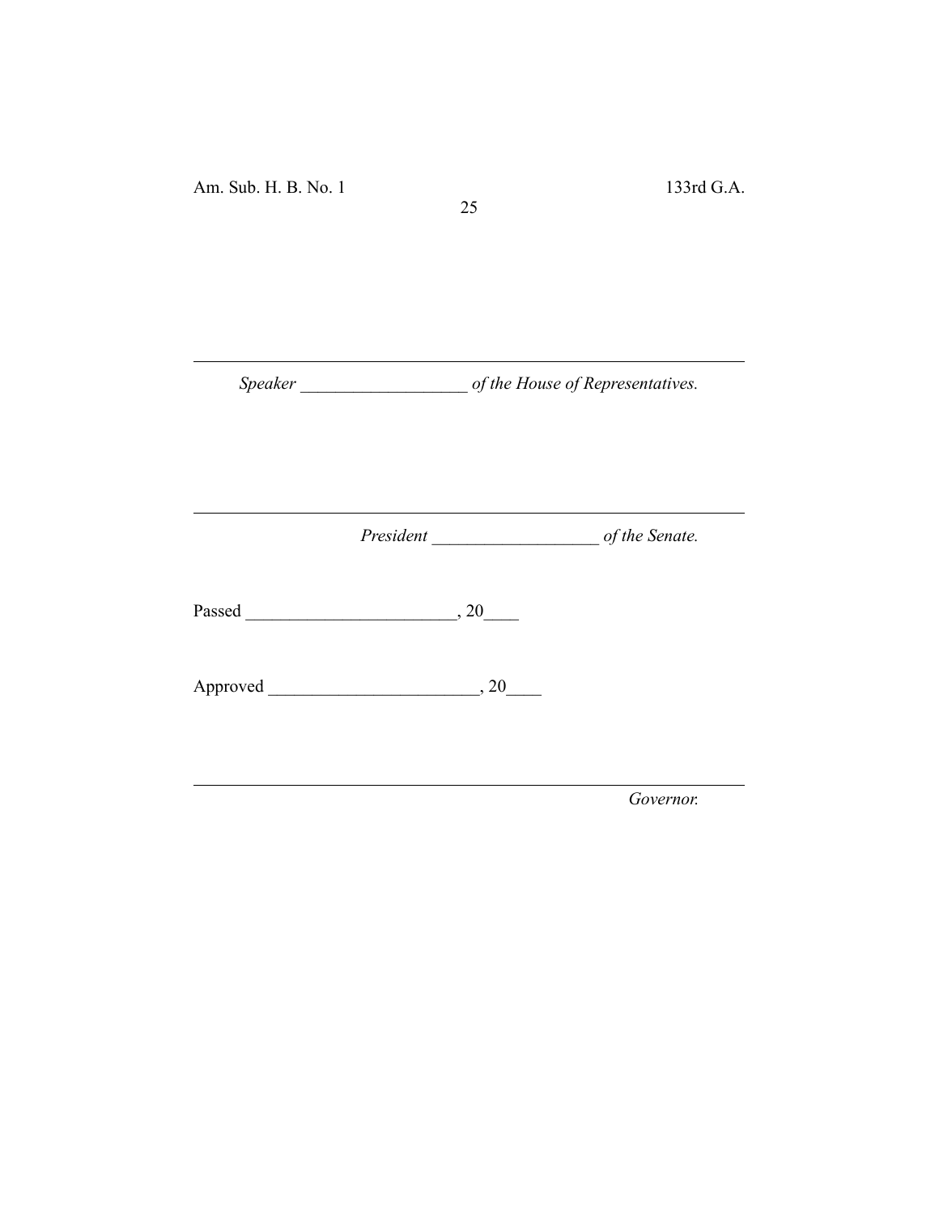---

*Speaker* ___________________ *of the House of Representatives.*

---

*President* ___________________ *of the Senate.*

Passed ________________________, 20____

Approved ________________________, 20____

---

*Governor.*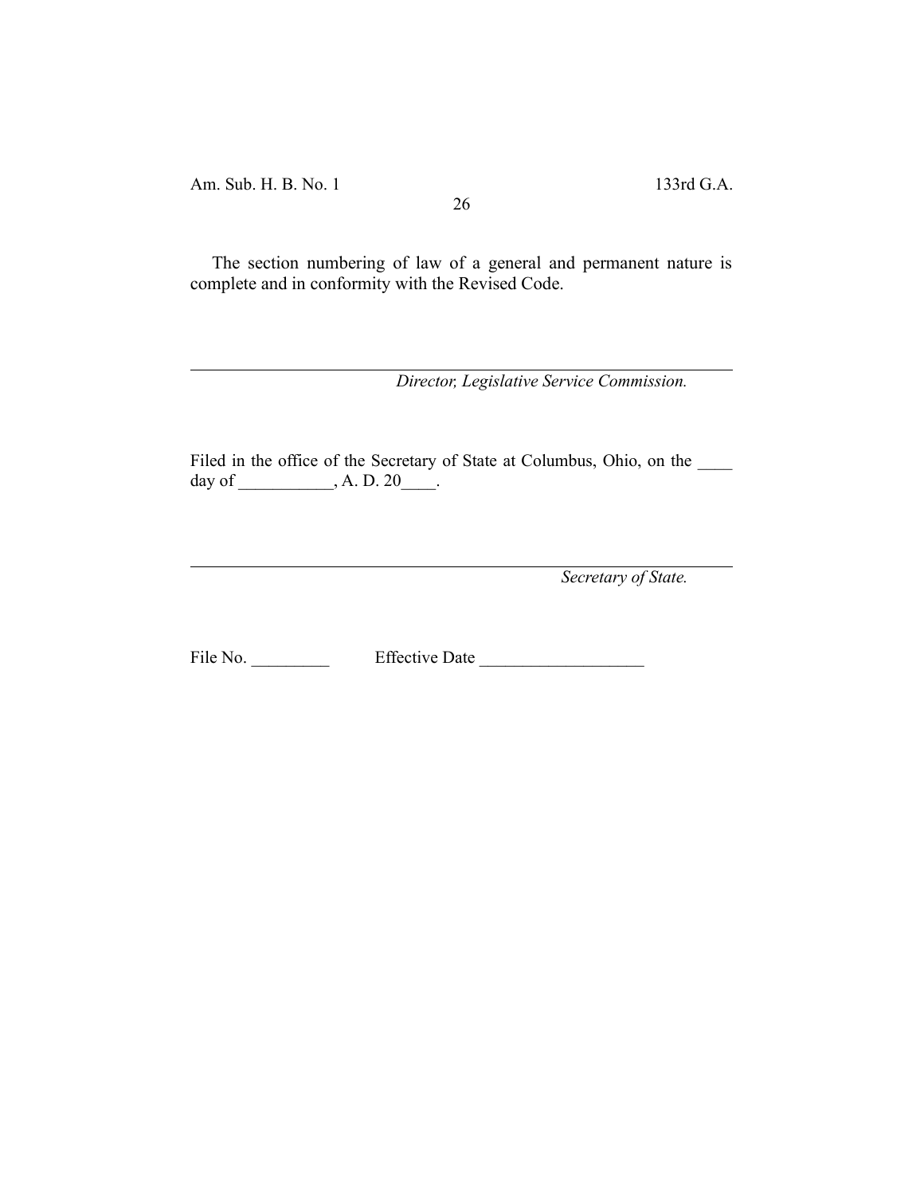The section numbering of law of a general and permanent nature is complete and in conformity with the Revised Code.

______________________________________________________

*Director, Legislative Service Commission.*

Filed in the office of the Secretary of State at Columbus, Ohio, on the ____ day of ___________, A. D. 20____.

______________________________________________________

*Secretary of State.*

File No. _________ Effective Date ___________________